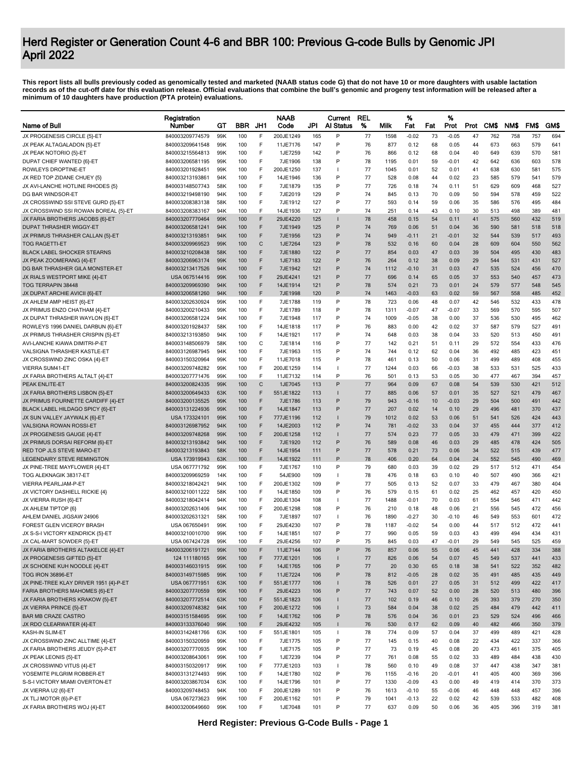# Herd Register or Generation Count 4-6 and BBR 100: Previous G-code Bulls by Genomic JPI
# April 2022

**This report lists all bulls previously coded as genomically tested and marketed (NAAB status code G) that do not have 10 or more daughters with usable lactation records as of the cut-off date for this evaluation release. Official evaluations that combine the bull's genomic and progeny test information will be released after a minimum of 10 daughters have production (PTA protein) evaluations.**

| Name of Bull | Registration Number | GT | BBR | JH1 | NAAB Code | JPI | Current AI Status | REL % | Milk | % Fat | Fat | % Prot | Prot | CM$ | NM$ | FM$ | GM$ |
|---|---|---|---|---|---|---|---|---|---|---|---|---|---|---|---|---|---|
| JX PROGENESIS CIRCLE {5}-ET | 840003209774579 | 99K | 100 | F | 200JE1249 | 165 | P | 77 | 1598 | -0.02 | 73 | -0.05 | 47 | 762 | 758 | 757 | 694 |
| JX PEAK ALTAGALADON {5}-ET | 840003209641548 | 99K | 100 | F | 11JE7176 | 147 | P | 76 | 877 | 0.12 | 68 | 0.05 | 44 | 673 | 663 | 579 | 641 |
| JX PEAK NOTORIO {5}-ET | 840003215564813 | 99K | 100 | F | 1JE7259 | 142 | P | 76 | 866 | 0.12 | 68 | 0.04 | 40 | 649 | 639 | 570 | 581 |
| DUPAT CHIEF WANTED {6}-ET | 840003206581195 | 99K | 100 | F | 7JE1906 | 138 | P | 78 | 1195 | 0.01 | 59 | -0.01 | 42 | 642 | 636 | 603 | 578 |
| ROWLEYS DROPTINE-ET | 840003201928451 | 99K | 100 | F | 200JE1250 | 137 | I | 77 | 1045 | 0.01 | 52 | 0.01 | 41 | 638 | 630 | 581 | 575 |
| JX RED TOP ZIDANE CHUEY {5} | 840003213193861 | 94K | 100 | F | 14JE1946 | 136 | P | 77 | 528 | 0.08 | 44 | 0.02 | 23 | 585 | 579 | 541 | 579 |
| JX AVI-LANCHE HOTLINE RHODES {5} | 840003148507743 | 58K | 100 | F | 7JE1879 | 135 | P | 77 | 726 | 0.18 | 74 | 0.11 | 51 | 629 | 609 | 468 | 527 |
| DG BAR WINDSOR-ET | 840003219498190 | 94K | 100 | F | 7JE2019 | 129 | P | 74 | 845 | 0.13 | 70 | 0.09 | 50 | 594 | 578 | 459 | 522 |
| JX CROSSWIND SSI STEVE GURD {5}-ET | 840003208383138 | 58K | 100 | F | 7JE1912 | 127 | P | 77 | 593 | 0.14 | 59 | 0.06 | 35 | 586 | 576 | 495 | 484 |
| JX CROSSWIND SSI ROWAN BOREAL {5}-ET | 840003208383167 | 94K | 100 | F | 14JE1936 | 127 | P | 74 | 251 | 0.14 | 43 | 0.10 | 30 | 513 | 498 | 389 | 481 |
| JX FARIA BROTHERS JACOBS {6}-ET | 840003207770464 | 99K | 100 | F | 29JE4220 | 125 | I | 78 | 458 | 0.15 | 54 | 0.11 | 41 | 575 | 560 | 432 | 519 |
| DUPAT THRASHER WIGGY-ET | 840003206581241 | 94K | 100 | F | 7JE1949 | 125 | P | 74 | 769 | 0.06 | 51 | 0.04 | 36 | 590 | 581 | 518 | 518 |
| JX PRIMUS THRASHER CALLAN {5}-ET | 840003213193851 | 94K | 100 | F | 7JE1956 | 123 | P | 74 | 949 | -0.11 | 21 | -0.01 | 32 | 544 | 539 | 517 | 493 |
| TOG RAGETTI-ET | 840003209969523 | 99K | 100 | C | 1JE7264 | 123 | P | 78 | 532 | 0.16 | 60 | 0.04 | 28 | 609 | 604 | 550 | 562 |
| BLACK LABEL SHOCKER STEARNS | 840003210208438 | 58K | 100 | F | 7JE1880 | 122 | P | 77 | 854 | 0.03 | 47 | 0.03 | 39 | 504 | 495 | 430 | 483 |
| JX PEAK ZOOMERANG {4}-ET | 840003206963174 | 99K | 100 | F | 1JE7183 | 122 | P | 76 | 264 | 0.12 | 38 | 0.09 | 29 | 544 | 531 | 431 | 527 |
| DG BAR THRASHER GILA MONSTER-ET | 840003213417526 | 94K | 100 | F | 7JE1942 | 121 | P | 74 | 1112 | -0.10 | 31 | 0.03 | 47 | 535 | 524 | 456 | 470 |
| JX RIALS WESTPORT MIKE {4}-ET | USA 067514416 | 99K | 100 | F | 29JE4241 | 121 | P | 77 | 696 | 0.14 | 65 | 0.05 | 37 | 553 | 540 | 457 | 473 |
| TOG TERRAPIN 38448 | 840003209969390 | 94K | 100 | F | 14JE1914 | 121 | P | 78 | 574 | 0.21 | 73 | 0.01 | 24 | 579 | 577 | 548 | 545 |
| JX DUPAT ARCHIE AVICII {6}-ET | 840003206581260 | 94K | 100 | F | 7JE1998 | 120 | P | 74 | 1463 | -0.03 | 63 | 0.02 | 59 | 567 | 558 | 485 | 452 |
| JX AHLEM AMP HEIST {6}-ET | 840003202630924 | 99K | 100 | F | 7JE1788 | 119 | P | 78 | 723 | 0.06 | 48 | 0.07 | 42 | 546 | 532 | 433 | 478 |
| JX PRIMUS ENZO CHATHAM {4}-ET | 840003200210433 | 99K | 100 | F | 7JE1789 | 118 | P | 78 | 1311 | -0.07 | 47 | -0.07 | 33 | 569 | 570 | 595 | 507 |
| JX DUPAT THRASHER WAYLON {6}-ET | 840003206581224 | 94K | 100 | F | 7JE1948 | 117 | P | 74 | 1009 | -0.05 | 38 | 0.00 | 37 | 536 | 530 | 495 | 462 |
| ROWLEYS 1996 DANIEL DARBUN {6}-ET | 840003201928437 | 58K | 100 | F | 14JE1818 | 117 | P | 76 | 883 | 0.00 | 42 | 0.02 | 37 | 587 | 579 | 527 | 491 |
| JX PRIMUS THRASHER CRISPIN {5}-ET | 840003213193850 | 94K | 100 | F | 14JE1921 | 117 | P | 74 | 648 | 0.03 | 38 | 0.04 | 33 | 520 | 513 | 450 | 491 |
| AVI-LANCHE KIAWA DIMITRI-P-ET | 840003148506979 | 58K | 100 | C | 7JE1814 | 116 | P | 77 | 142 | 0.21 | 51 | 0.11 | 29 | 572 | 554 | 433 | 476 |
| VALSIGNA THRASHER KASTLE-ET | 840003126987945 | 94K | 100 | F | 7JE1963 | 115 | P | 74 | 744 | 0.12 | 62 | 0.04 | 36 | 492 | 485 | 423 | 451 |
| JX CROSSWIND ZINC OSKA {4}-ET | 840003150320964 | 99K | 100 | F | 11JE7018 | 115 | P | 78 | 461 | 0.13 | 50 | 0.06 | 31 | 499 | 489 | 408 | 455 |
| VIERRA SUM41-ET | 840003209748282 | 99K | 100 | F | 200JE1259 | 114 | I | 77 | 1244 | 0.03 | 66 | -0.03 | 38 | 533 | 531 | 525 | 433 |
| JX FARIA BROTHERS ALTALT {4}-ET | 840003207771476 | 99K | 100 | F | 11JE7132 | 114 | P | 76 | 501 | 0.13 | 53 | 0.05 | 30 | 477 | 467 | 394 | 457 |
| PEAK ENLITE-ET | 840003200824335 | 99K | 100 | C | 1JE7045 | 113 | P | 77 | 964 | 0.09 | 67 | 0.08 | 54 | 539 | 530 | 421 | 512 |
| JX FARIA BROTHERS LISBON {5}-ET | 840003200649433 | 63K | 100 | F | 551JE1822 | 113 | I | 77 | 885 | 0.06 | 57 | 0.01 | 35 | 527 | 521 | 479 | 467 |
| JX PRIMUS FOURNETTE CARDIFF {4}-ET | 840003200135525 | 99K | 100 | F | 7JE1786 | 113 | P | 79 | 943 | -0.16 | 10 | -0.03 | 29 | 504 | 500 | 491 | 442 |
| BLACK LABEL HILDAGO SPICY {6}-ET | 840003131224936 | 99K | 100 | F | 14JE1847 | 113 | P | 77 | 207 | 0.02 | 14 | 0.10 | 29 | 496 | 481 | 370 | 437 |
| JX SUN VALLEY JAYWALK {6}-ET | USA 173324101 | 99K | 100 | F | 777JE1196 | 112 | I | 79 | 1012 | 0.02 | 53 | 0.06 | 51 | 541 | 526 | 424 | 443 |
| VALSIGNA ROWAN ROSSI-ET | 840003126987952 | 94K | 100 | F | 14JE2003 | 112 | P | 74 | 781 | -0.02 | 33 | 0.04 | 37 | 455 | 444 | 377 | 412 |
| JX PROGENESIS GAUGE {4}-ET | 840003209748268 | 99K | 100 | F | 200JE1258 | 112 | I | 77 | 574 | 0.23 | 77 | 0.05 | 33 | 479 | 471 | 399 | 422 |
| JX PRIMUS DORSAI REFORM {6}-ET | 840003213193842 | 94K | 100 | F | 7JE1920 | 112 | P | 76 | 589 | 0.08 | 46 | 0.03 | 29 | 485 | 478 | 424 | 505 |
| RED TOP JLS STEVE MARO-ET | 840003213193843 | 58K | 100 | F | 14JE1954 | 111 | P | 77 | 578 | 0.21 | 73 | 0.06 | 34 | 522 | 515 | 439 | 477 |
| LEGENDAIRY STEVE REMINGTON | USA 173919943 | 63K | 100 | F | 14JE1922 | 111 | P | 78 | 406 | 0.20 | 64 | 0.04 | 24 | 552 | 545 | 490 | 469 |
| JX PINE-TREE MAYFLOWER {4}-ET | USA 067771792 | 99K | 100 | F | 7JE1767 | 110 | P | 79 | 680 | 0.03 | 39 | 0.02 | 29 | 517 | 512 | 471 | 454 |
| TOG ALEKNAGIK 38317-ET | 840003209969259 | 14K | 100 | F | 54JE900 | 109 | I | 78 | 476 | 0.18 | 63 | 0.10 | 40 | 507 | 490 | 366 | 421 |
| VIERRA PEARLJAM-P-ET | 840003218042421 | 94K | 100 | F | 200JE1302 | 109 | P | 77 | 505 | 0.13 | 52 | 0.07 | 33 | 479 | 467 | 380 | 404 |
| JX VICTORY DASHIELL RICKIE {4} | 840003210011222 | 58K | 100 | F | 14JE1850 | 109 | P | 76 | 579 | 0.15 | 61 | 0.02 | 25 | 462 | 457 | 420 | 450 |
| JX VIERRA RUSH {6}-ET | 840003218042414 | 94K | 100 | F | 200JE1304 | 108 | I | 77 | 1488 | -0.01 | 70 | 0.03 | 61 | 554 | 546 | 471 | 442 |
| JX AHLEM TIPTOP {6} | 840003202631406 | 94K | 100 | F | 200JE1298 | 108 | P | 76 | 210 | 0.18 | 48 | 0.06 | 21 | 556 | 545 | 472 | 456 |
| AHLEM DANIEL JIGSAW 24906 | 840003202631321 | 58K | 100 | F | 7JE1897 | 107 | I | 76 | 1890 | -0.27 | 30 | -0.10 | 46 | 549 | 553 | 601 | 472 |
| FOREST GLEN VICEROY BRASH | USA 067650491 | 99K | 100 | F | 29JE4230 | 107 | P | 78 | 1187 | -0.02 | 54 | 0.00 | 44 | 517 | 512 | 472 | 441 |
| JX S-S-I VICTORY KENDRICK {5}-ET | 840003210010700 | 99K | 100 | F | 14JE1851 | 107 | P | 77 | 990 | 0.05 | 59 | 0.03 | 43 | 499 | 494 | 434 | 431 |
| JX CAL-MART SOWDER {5}-ET | USA 067424728 | 99K | 100 | F | 29JE4256 | 107 | P | 75 | 845 | 0.03 | 47 | -0.01 | 29 | 549 | 545 | 525 | 459 |
| JX FARIA BROTHERS ALTAKELCE {4}-ET | 840003206191721 | 99K | 100 | F | 11JE7144 | 106 | P | 76 | 857 | 0.06 | 55 | 0.06 | 45 | 441 | 428 | 334 | 388 |
| JX PROGENESIS GIFTED {5}-ET | 124 111180165 | 99K | 100 | F | 777JE1201 | 106 | I | 77 | 826 | 0.06 | 54 | 0.07 | 45 | 549 | 537 | 441 | 433 |
| JX SCHOENE KUH NOODLE {4}-ET | 840003146031915 | 99K | 100 | F | 14JE1765 | 106 | P | 77 | 20 | 0.30 | 65 | 0.18 | 38 | 541 | 522 | 352 | 482 |
| TOG IRON 36896-ET | 840003149715985 | 99K | 100 | F | 11JE7224 | 106 | P | 78 | 812 | -0.05 | 28 | 0.02 | 35 | 491 | 485 | 435 | 449 |
| JX PINE-TREE KLAY DRIVER 1951 {4}-P-ET | USA 067771951 | 63K | 100 | F | 551JE1777 | 106 | I | 78 | 526 | 0.01 | 27 | 0.05 | 31 | 512 | 499 | 422 | 417 |
| FARIA BROTHERS MAHOMES {6}-ET | 840003207770559 | 99K | 100 | F | 29JE4223 | 106 | P | 77 | 743 | 0.07 | 52 | 0.00 | 28 | 520 | 513 | 480 | 396 |
| JX FARIA BROTHERS KRAKOW {5}-ET | 840003207772514 | 63K | 100 | F | 551JE1823 | 106 | I | 77 | 102 | 0.19 | 46 | 0.10 | 26 | 393 | 379 | 270 | 350 |
| JX VIERRA PRINCE {5}-ET | 840003209748382 | 94K | 100 | F | 200JE1272 | 106 | I | 73 | 584 | 0.04 | 38 | 0.02 | 25 | 484 | 479 | 442 | 411 |
| BAR MB CRAZE CASTRO | 840003151584695 | 99K | 100 | F | 14JE1762 | 106 | P | 78 | 576 | 0.04 | 36 | 0.01 | 23 | 529 | 524 | 496 | 466 |
| JX RDO CLEARWATER {4}-ET | 840003133376040 | 99K | 100 | F | 29JE4232 | 105 | I | 76 | 530 | 0.17 | 62 | 0.09 | 40 | 482 | 466 | 350 | 379 |
| KASH-IN SLIM-ET | 840003142481766 | 63K | 100 | F | 551JE1801 | 105 | I | 78 | 774 | 0.09 | 57 | 0.04 | 37 | 499 | 489 | 421 | 428 |
| JX CROSSWIND ZINC ALLTIME {4}-ET | 840003150320959 | 99K | 100 | F | 7JE1775 | 105 | P | 77 | 145 | 0.15 | 40 | 0.08 | 22 | 434 | 422 | 337 | 366 |
| JX FARIA BROTHERS JEUDY {5}-P-ET | 840003207770935 | 99K | 100 | F | 1JE7175 | 105 | P | 77 | 73 | 0.19 | 45 | 0.08 | 20 | 473 | 461 | 375 | 405 |
| JX PEAK LEONIS {5}-ET | 840003208643061 | 99K | 100 | F | 1JE7239 | 104 | P | 77 | 761 | 0.08 | 55 | 0.02 | 33 | 489 | 484 | 438 | 430 |
| JX CROSSWIND VITUS {4}-ET | 840003150320917 | 99K | 100 | F | 777JE1203 | 103 | I | 78 | 560 | 0.10 | 49 | 0.08 | 37 | 447 | 438 | 347 | 381 |
| YOSEMITE PILGRIM ROBBER-ET | 840003131274493 | 99K | 100 | F | 14JE1780 | 102 | P | 76 | 1155 | -0.16 | 20 | -0.01 | 41 | 405 | 400 | 369 | 396 |
| S-S-I VICTORY MIAMI OVERTON-ET | 840003203867034 | 63K | 100 | F | 14JE1796 | 101 | P | 77 | 1330 | -0.09 | 43 | 0.00 | 49 | 419 | 414 | 370 | 373 |
| JX VIERRA U2 {6}-ET | 840003209748453 | 94K | 100 | F | 200JE1289 | 101 | P | 76 | 1613 | -0.10 | 55 | -0.06 | 46 | 448 | 448 | 457 | 396 |
| JX TLJ MOTOR {6}-P-ET | USA 067273623 | 99K | 100 | F | 200JE1162 | 101 | P | 79 | 1041 | -0.13 | 22 | 0.02 | 42 | 539 | 533 | 482 | 408 |
| JX FARIA BROTHERS WOJ {4}-ET | 840003200649660 | 99K | 100 | F | 1JE7048 | 101 | P | 77 | 637 | 0.09 | 50 | 0.06 | 36 | 405 | 396 | 319 | 381 |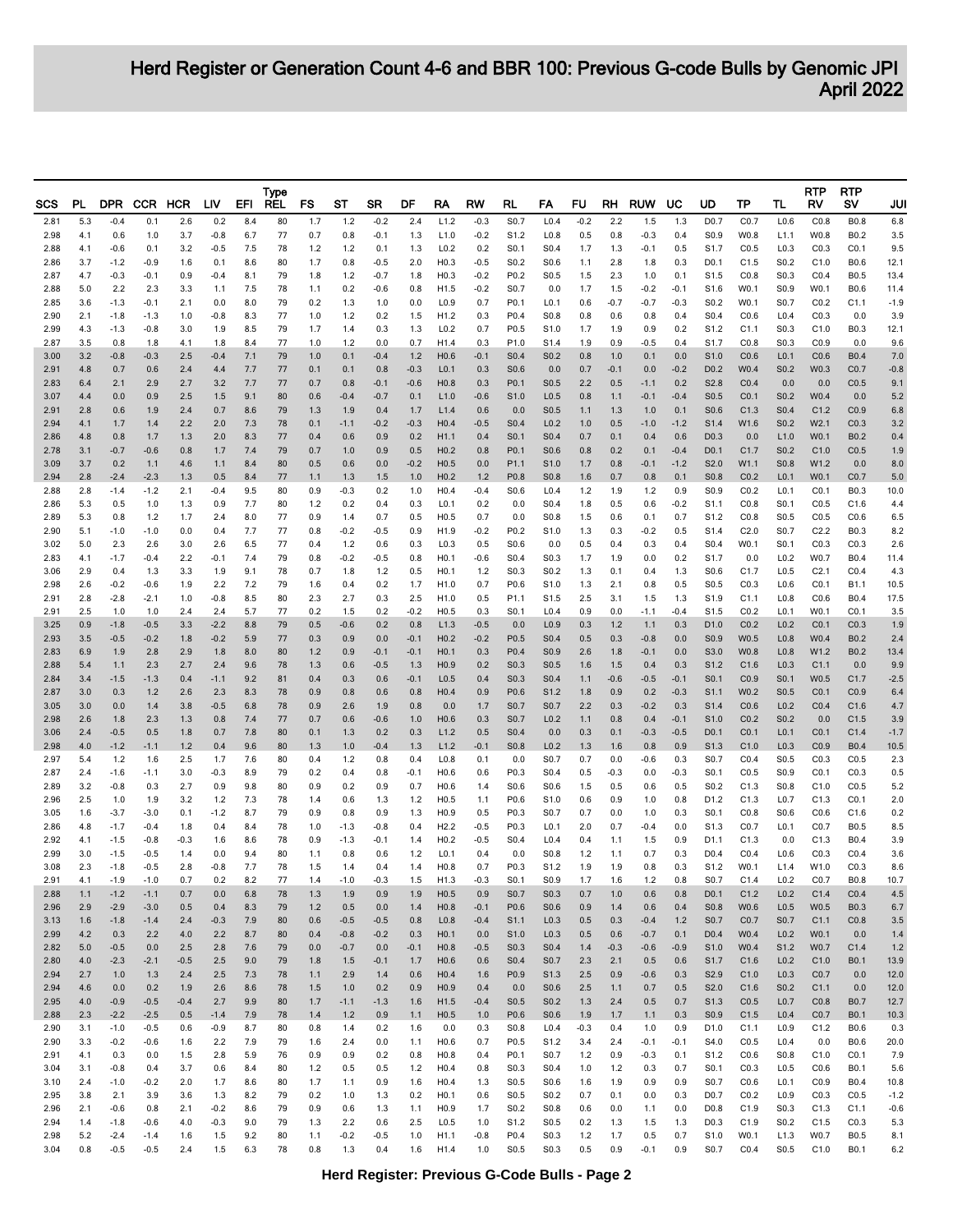# Herd Register or Generation Count 4-6 and BBR 100: Previous G-code Bulls by Genomic JPI
## April 2022

| SCS | PL | DPR | CCR | HCR | LIV | EFI | Type REL | FS | ST | SR | DF | RA | RW | RL | FA | FU | RH | RUW | UC | UD | TP | TL | RTP RV | RTP SV | JUI |
|---|---|---|---|---|---|---|---|---|---|---|---|---|---|---|---|---|---|---|---|---|---|---|---|---|---|
| 2.81 | 5.3 | -0.4 | 0.1 | 2.6 | 0.2 | 8.4 | 80 | 1.7 | 1.2 | -0.2 | 2.4 | L1.2 | -0.3 | S0.7 | L0.4 | -0.2 | 2.2 | 1.5 | 1.3 | D0.7 | C0.7 | L0.6 | C0.8 | B0.8 | 6.8 |
| 2.98 | 4.1 | 0.6 | 1.0 | 3.7 | -0.8 | 6.7 | 77 | 0.7 | 0.8 | -0.1 | 1.3 | L1.0 | -0.2 | S1.2 | L0.8 | 0.5 | 0.8 | -0.3 | 0.4 | S0.9 | W0.8 | L1.1 | W0.8 | B0.2 | 3.5 |
| 2.88 | 4.1 | -0.6 | 0.1 | 3.2 | -0.5 | 7.5 | 78 | 1.2 | 1.2 | 0.1 | 1.3 | L0.2 | 0.2 | S0.1 | S0.4 | 1.7 | 1.3 | -0.1 | 0.5 | S1.7 | C0.5 | L0.3 | C0.3 | C0.1 | 9.5 |
| 2.86 | 3.7 | -1.2 | -0.9 | 1.6 | 0.1 | 8.6 | 80 | 1.7 | 0.8 | -0.5 | 2.0 | H0.3 | -0.5 | S0.2 | S0.6 | 1.1 | 2.8 | 1.8 | 0.3 | D0.1 | C1.5 | S0.2 | C1.0 | B0.6 | 12.1 |
| 2.87 | 4.7 | -0.3 | -0.1 | 0.9 | -0.4 | 8.1 | 79 | 1.8 | 1.2 | -0.7 | 1.8 | H0.3 | -0.2 | P0.2 | S0.5 | 1.5 | 2.3 | 1.0 | 0.1 | S1.5 | C0.8 | S0.3 | C0.4 | B0.5 | 13.4 |
| 2.88 | 5.0 | 2.2 | 2.3 | 3.3 | 1.1 | 7.5 | 78 | 1.1 | 0.2 | -0.6 | 0.8 | H1.5 | -0.2 | S0.7 | 0.0 | 1.7 | 1.5 | -0.2 | -0.1 | S1.6 | W0.1 | S0.9 | W0.1 | B0.6 | 11.4 |
| 2.85 | 3.6 | -1.3 | -0.1 | 2.1 | 0.0 | 8.0 | 79 | 0.2 | 1.3 | 1.0 | 0.0 | L0.9 | 0.7 | P0.1 | L0.1 | 0.6 | -0.7 | -0.7 | -0.3 | S0.2 | W0.1 | S0.7 | C0.2 | C1.1 | -1.9 |
| 2.90 | 2.1 | -1.8 | -1.3 | 1.0 | -0.8 | 8.3 | 77 | 1.0 | 1.2 | 0.2 | 1.5 | H1.2 | 0.3 | P0.4 | S0.8 | 0.8 | 0.6 | 0.8 | 0.4 | S0.4 | C0.6 | L0.4 | C0.3 | 0.0 | 3.9 |
| 2.99 | 4.3 | -1.3 | -0.8 | 3.0 | 1.9 | 8.5 | 79 | 1.7 | 1.4 | 0.3 | 1.3 | L0.2 | 0.7 | P0.5 | S1.0 | 1.7 | 1.9 | 0.9 | 0.2 | S1.2 | C1.1 | S0.3 | C1.0 | B0.3 | 12.1 |
| 2.87 | 3.5 | 0.8 | 1.8 | 4.1 | 1.8 | 8.4 | 77 | 1.0 | 1.2 | 0.0 | 0.7 | H1.4 | 0.3 | P1.0 | S1.4 | 1.9 | 0.9 | -0.5 | 0.4 | S1.7 | C0.8 | S0.3 | C0.9 | 0.0 | 9.6 |
| 3.00 | 3.2 | -0.8 | -0.3 | 2.5 | -0.4 | 7.1 | 79 | 1.0 | 0.1 | -0.4 | 1.2 | H0.6 | -0.1 | S0.4 | S0.2 | 0.8 | 1.0 | 0.1 | 0.0 | S1.0 | C0.6 | L0.1 | C0.6 | B0.4 | 7.0 |
| 2.91 | 4.8 | 0.7 | 0.6 | 2.4 | 4.4 | 7.7 | 77 | 0.1 | 0.1 | 0.8 | -0.3 | L0.1 | 0.3 | S0.6 | 0.0 | 0.7 | -0.1 | 0.0 | -0.2 | D0.2 | W0.4 | S0.2 | W0.3 | C0.7 | -0.8 |
| 2.83 | 6.4 | 2.1 | 2.9 | 2.7 | 3.2 | 7.7 | 77 | 0.7 | 0.8 | -0.1 | -0.6 | H0.8 | 0.3 | P0.1 | S0.5 | 2.2 | 0.5 | -1.1 | 0.2 | S2.8 | C0.4 | 0.0 | 0.0 | C0.5 | 9.1 |
| 3.07 | 4.4 | 0.0 | 0.9 | 2.5 | 1.5 | 9.1 | 80 | 0.6 | -0.4 | -0.7 | 0.1 | L1.0 | -0.6 | S1.0 | L0.5 | 0.8 | 1.1 | -0.1 | -0.4 | S0.5 | C0.1 | S0.2 | W0.4 | 0.0 | 5.2 |
| 2.91 | 2.8 | 0.6 | 1.9 | 2.4 | 0.7 | 8.6 | 79 | 1.3 | 1.9 | 0.4 | 1.7 | L1.4 | 0.6 | 0.0 | S0.5 | 1.1 | 1.3 | 1.0 | 0.1 | S0.6 | C1.3 | S0.4 | C1.2 | C0.9 | 6.8 |
| 2.94 | 4.1 | 1.7 | 1.4 | 2.2 | 2.0 | 7.3 | 78 | 0.1 | -1.1 | -0.2 | -0.3 | H0.4 | -0.5 | S0.4 | L0.2 | 1.0 | 0.5 | -1.0 | -1.2 | S1.4 | W1.6 | S0.2 | W2.1 | C0.3 | 3.2 |
| 2.86 | 4.8 | 0.8 | 1.7 | 1.3 | 2.0 | 8.3 | 77 | 0.4 | 0.6 | 0.9 | 0.2 | H1.1 | 0.4 | S0.1 | S0.4 | 0.7 | 0.1 | 0.4 | 0.6 | D0.3 | 0.0 | L1.0 | W0.1 | B0.2 | 0.4 |
| 2.78 | 3.1 | -0.7 | -0.6 | 0.8 | 1.7 | 7.4 | 79 | 0.7 | 1.0 | 0.9 | 0.5 | H0.2 | 0.8 | P0.1 | S0.6 | 0.8 | 0.2 | 0.1 | -0.4 | D0.1 | C1.7 | S0.2 | C1.0 | C0.5 | 1.9 |
| 3.09 | 3.7 | 0.2 | 1.1 | 4.6 | 1.1 | 8.4 | 80 | 0.5 | 0.6 | 0.0 | -0.2 | H0.5 | 0.0 | P1.1 | S1.0 | 1.7 | 0.8 | -0.1 | -1.2 | S2.0 | W1.1 | S0.8 | W1.2 | 0.0 | 8.0 |
| 2.94 | 2.8 | -2.4 | -2.3 | 1.3 | 0.5 | 8.4 | 77 | 1.1 | 1.3 | 1.5 | 1.0 | H0.2 | 1.2 | P0.8 | S0.8 | 1.6 | 0.7 | 0.8 | 0.1 | S0.8 | C0.2 | L0.1 | W0.1 | C0.7 | 5.0 |
| 2.88 | 2.8 | -1.4 | -1.2 | 2.1 | -0.4 | 9.5 | 80 | 0.9 | -0.3 | 0.2 | 1.0 | H0.4 | -0.4 | S0.6 | L0.4 | 1.2 | 1.9 | 1.2 | 0.9 | S0.9 | C0.2 | L0.1 | C0.1 | B0.3 | 10.0 |
| 2.86 | 5.3 | 0.5 | 1.0 | 1.3 | 0.9 | 7.7 | 80 | 1.2 | 0.2 | 0.4 | 0.3 | L0.1 | 0.2 | 0.0 | S0.4 | 1.8 | 0.5 | 0.6 | -0.2 | S1.1 | C0.8 | S0.1 | C0.5 | C1.6 | 4.4 |
| 2.89 | 5.3 | 0.8 | 1.2 | 1.7 | 2.4 | 8.0 | 77 | 0.9 | 1.4 | 0.7 | 0.5 | H0.5 | 0.7 | 0.0 | S0.8 | 1.5 | 0.6 | 0.1 | 0.7 | S1.2 | C0.8 | S0.5 | C0.5 | C0.6 | 6.5 |
| 2.90 | 5.1 | -1.0 | -1.0 | 0.0 | 0.4 | 7.7 | 77 | 0.8 | -0.2 | -0.5 | 0.9 | H1.9 | -0.2 | P0.2 | S1.0 | 1.3 | 0.3 | -0.2 | 0.5 | S1.4 | C2.0 | S0.7 | C2.2 | B0.3 | 8.2 |
| 3.02 | 5.0 | 2.3 | 2.6 | 3.0 | 2.6 | 6.5 | 77 | 0.4 | 1.2 | 0.6 | 0.3 | L0.3 | 0.5 | S0.6 | 0.0 | 0.5 | 0.4 | 0.3 | 0.4 | S0.4 | W0.1 | S0.1 | C0.3 | C0.3 | 2.6 |
| 2.83 | 4.1 | -1.7 | -0.4 | 2.2 | -0.1 | 7.4 | 79 | 0.8 | -0.2 | -0.5 | 0.8 | H0.1 | -0.6 | S0.4 | S0.3 | 1.7 | 1.9 | 0.0 | 0.2 | S1.7 | 0.0 | L0.2 | W0.7 | B0.4 | 11.4 |
| 3.06 | 2.9 | 0.4 | 1.3 | 3.3 | 1.9 | 9.1 | 78 | 0.7 | 1.8 | 1.2 | 0.5 | H0.1 | 1.2 | S0.3 | S0.2 | 1.3 | 0.1 | 0.4 | 1.3 | S0.6 | C1.7 | L0.5 | C2.1 | C0.4 | 4.3 |
| 2.98 | 2.6 | -0.2 | -0.6 | 1.9 | 2.2 | 7.2 | 79 | 1.6 | 0.4 | 0.2 | 1.7 | H1.0 | 0.7 | P0.6 | S1.0 | 1.3 | 2.1 | 0.8 | 0.5 | S0.5 | C0.3 | L0.6 | C0.1 | B1.1 | 10.5 |
| 2.91 | 2.8 | -2.8 | -2.1 | 1.0 | -0.8 | 8.5 | 80 | 2.3 | 2.7 | 0.3 | 2.5 | H1.0 | 0.5 | P1.1 | S1.5 | 2.5 | 3.1 | 1.5 | 1.3 | S1.9 | C1.1 | L0.8 | C0.6 | B0.4 | 17.5 |
| 2.91 | 2.5 | 1.0 | 1.0 | 2.4 | 2.4 | 5.7 | 77 | 0.2 | 1.5 | 0.2 | -0.2 | H0.5 | 0.3 | S0.1 | L0.4 | 0.9 | 0.0 | -1.1 | -0.4 | S1.5 | C0.2 | L0.1 | W0.1 | C0.1 | 3.5 |
| 3.25 | 0.9 | -1.8 | -0.5 | 3.3 | -2.2 | 8.8 | 79 | 0.5 | -0.6 | 0.2 | 0.8 | L1.3 | -0.5 | 0.0 | L0.9 | 0.3 | 1.2 | 1.1 | 0.3 | D1.0 | C0.2 | L0.2 | C0.1 | C0.3 | 1.9 |
| 2.93 | 3.5 | -0.5 | -0.2 | 1.8 | -0.2 | 5.9 | 77 | 0.3 | 0.9 | 0.0 | -0.1 | H0.2 | -0.2 | P0.5 | S0.4 | 0.5 | 0.3 | -0.8 | 0.0 | S0.9 | W0.5 | L0.8 | W0.4 | B0.2 | 2.4 |
| 2.83 | 6.9 | 1.9 | 2.8 | 2.9 | 1.8 | 8.0 | 80 | 1.2 | 0.9 | -0.1 | -0.1 | H0.1 | 0.3 | P0.4 | S0.9 | 2.6 | 1.8 | -0.1 | 0.0 | S3.0 | W0.8 | L0.8 | W1.2 | B0.2 | 13.4 |
| 2.88 | 5.4 | 1.1 | 2.3 | 2.7 | 2.4 | 9.6 | 78 | 1.3 | 0.6 | -0.5 | 1.3 | H0.9 | 0.2 | S0.3 | S0.5 | 1.6 | 1.5 | 0.4 | 0.3 | S1.2 | C1.6 | L0.3 | C1.1 | 0.0 | 9.9 |
| 2.84 | 3.4 | -1.5 | -1.3 | 0.4 | -1.1 | 9.2 | 81 | 0.4 | 0.3 | 0.6 | -0.1 | L0.5 | 0.4 | S0.3 | S0.4 | 1.1 | -0.6 | -0.5 | -0.1 | S0.1 | C0.9 | S0.1 | W0.5 | C1.7 | -2.5 |
| 2.87 | 3.0 | 0.3 | 1.2 | 2.6 | 2.3 | 8.3 | 78 | 0.9 | 0.8 | 0.6 | 0.8 | H0.4 | 0.9 | P0.6 | S1.2 | 1.8 | 0.9 | 0.2 | -0.3 | S1.1 | W0.2 | S0.5 | C0.1 | C0.9 | 6.4 |
| 3.05 | 3.0 | 0.0 | 1.4 | 3.8 | -0.5 | 6.8 | 78 | 0.9 | 2.6 | 1.9 | 0.8 | 0.0 | 1.7 | S0.7 | S0.7 | 2.2 | 0.3 | -0.2 | 0.3 | S1.4 | C0.6 | L0.2 | C0.4 | C1.6 | 4.7 |
| 2.98 | 2.6 | 1.8 | 2.3 | 1.3 | 0.8 | 7.4 | 77 | 0.7 | 0.6 | -0.6 | 1.0 | H0.6 | 0.3 | S0.7 | L0.2 | 1.1 | 0.8 | 0.4 | -0.1 | S1.0 | C0.2 | S0.2 | 0.0 | C1.5 | 3.9 |
| 3.06 | 2.4 | -0.5 | 0.5 | 1.8 | 0.7 | 7.8 | 80 | 0.1 | 1.3 | 0.2 | 0.3 | L1.2 | 0.5 | S0.4 | 0.0 | 0.3 | 0.1 | -0.3 | -0.5 | D0.1 | C0.1 | L0.1 | C0.1 | C1.4 | -1.7 |
| 2.98 | 4.0 | -1.2 | -1.1 | 1.2 | 0.4 | 9.6 | 80 | 1.3 | 1.0 | -0.4 | 1.3 | L1.2 | -0.1 | S0.8 | L0.2 | 1.3 | 1.6 | 0.8 | 0.9 | S1.3 | C1.0 | L0.3 | C0.9 | B0.4 | 10.5 |
| 2.97 | 5.4 | 1.2 | 1.6 | 2.5 | 1.7 | 7.6 | 80 | 0.4 | 1.2 | 0.8 | 0.4 | L0.8 | 0.1 | 0.0 | S0.7 | 0.7 | 0.0 | -0.6 | 0.3 | S0.7 | C0.4 | S0.5 | C0.3 | C0.5 | 2.3 |
| 2.87 | 2.4 | -1.6 | -1.1 | 3.0 | -0.3 | 8.9 | 79 | 0.2 | 0.4 | 0.8 | -0.1 | H0.6 | 0.6 | P0.3 | S0.4 | 0.5 | -0.3 | 0.0 | -0.3 | S0.1 | C0.5 | S0.9 | C0.1 | C0.3 | 0.5 |
| 2.89 | 3.2 | -0.8 | 0.3 | 2.7 | 0.9 | 9.8 | 80 | 0.9 | 0.2 | 0.9 | 0.7 | H0.6 | 1.4 | S0.6 | S0.6 | 1.5 | 0.5 | 0.6 | 0.5 | S0.2 | C1.3 | S0.8 | C1.0 | C0.5 | 5.2 |
| 2.96 | 2.5 | 1.0 | 1.9 | 3.2 | 1.2 | 7.3 | 78 | 1.4 | 0.6 | 1.3 | 1.2 | H0.5 | 1.1 | P0.6 | S1.0 | 0.6 | 0.9 | 1.0 | 0.8 | D1.2 | C1.3 | L0.7 | C1.3 | C0.1 | 2.0 |
| 3.05 | 1.6 | -3.7 | -3.0 | 0.1 | -1.2 | 8.7 | 79 | 0.9 | 0.8 | 0.9 | 1.3 | H0.9 | 0.5 | P0.3 | S0.7 | 0.7 | 0.0 | 1.0 | 0.3 | S0.1 | C0.8 | S0.6 | C0.6 | C1.6 | 0.2 |
| 2.86 | 4.8 | -1.7 | -0.4 | 1.8 | 0.4 | 8.4 | 78 | 1.0 | -1.3 | -0.8 | 0.4 | H2.2 | -0.5 | P0.3 | L0.1 | 2.0 | 0.7 | -0.4 | 0.0 | S1.3 | C0.7 | L0.1 | C0.7 | B0.5 | 8.5 |
| 2.92 | 4.1 | -1.5 | -0.8 | -0.3 | 1.6 | 8.6 | 78 | 0.9 | -1.3 | -0.1 | 1.4 | H0.2 | -0.5 | S0.4 | L0.4 | 0.4 | 1.1 | 1.5 | 0.9 | D1.1 | C1.3 | 0.0 | C1.3 | B0.4 | 3.9 |
| 2.99 | 3.0 | -1.5 | -0.5 | 1.4 | 0.0 | 9.4 | 80 | 1.1 | 0.8 | 0.6 | 1.2 | L0.1 | 0.4 | 0.0 | S0.8 | 1.2 | 1.1 | 0.7 | 0.3 | D0.4 | C0.4 | L0.6 | C0.3 | C0.4 | 3.6 |
| 3.08 | 2.3 | -1.8 | -0.5 | 2.8 | -0.8 | 7.7 | 78 | 1.5 | 1.4 | 0.4 | 1.4 | H0.8 | 0.7 | P0.3 | S1.2 | 1.9 | 1.9 | 0.8 | 0.3 | S1.2 | W0.1 | L1.4 | W1.0 | C0.3 | 8.6 |
| 2.91 | 4.1 | -1.9 | -1.0 | 0.7 | 0.2 | 8.2 | 77 | 1.4 | -1.0 | -0.3 | 1.5 | H1.3 | -0.3 | S0.1 | S0.9 | 1.7 | 1.6 | 1.2 | 0.8 | S0.7 | C1.4 | L0.2 | C0.7 | B0.8 | 10.7 |
| 2.88 | 1.1 | -1.2 | -1.1 | 0.7 | 0.0 | 6.8 | 78 | 1.3 | 1.9 | 0.9 | 1.9 | H0.5 | 0.9 | S0.7 | S0.3 | 0.7 | 1.0 | 0.6 | 0.8 | D0.1 | C1.2 | L0.2 | C1.4 | C0.4 | 4.5 |
| 2.96 | 2.9 | -2.9 | -3.0 | 0.5 | 0.4 | 8.3 | 79 | 1.2 | 0.5 | 0.0 | 1.4 | H0.8 | -0.1 | P0.6 | S0.6 | 0.9 | 1.4 | 0.6 | 0.4 | S0.8 | W0.6 | L0.5 | W0.5 | B0.3 | 6.7 |
| 3.13 | 1.6 | -1.8 | -1.4 | 2.4 | -0.3 | 7.9 | 80 | 0.6 | -0.5 | -0.5 | 0.8 | L0.8 | -0.4 | S1.1 | L0.3 | 0.5 | 0.3 | -0.4 | 1.2 | S0.7 | C0.7 | S0.7 | C1.1 | C0.8 | 3.5 |
| 2.99 | 4.2 | 0.3 | 2.2 | 4.0 | 2.2 | 8.7 | 80 | 0.4 | -0.8 | -0.2 | 0.3 | H0.1 | 0.0 | S1.0 | L0.3 | 0.5 | 0.6 | -0.7 | 0.1 | D0.4 | W0.4 | L0.2 | W0.1 | 0.0 | 1.4 |
| 2.82 | 5.0 | -0.5 | 0.0 | 2.5 | 2.8 | 7.6 | 79 | 0.0 | -0.7 | 0.0 | -0.1 | H0.8 | -0.5 | S0.3 | S0.4 | 1.4 | -0.3 | -0.6 | -0.9 | S1.0 | W0.4 | S1.2 | W0.7 | C1.4 | 1.2 |
| 2.80 | 4.0 | -2.3 | -2.1 | -0.5 | 2.5 | 9.0 | 79 | 1.8 | 1.5 | -0.1 | 1.7 | H0.6 | 0.6 | S0.4 | S0.7 | 2.3 | 2.1 | 0.5 | 0.6 | S1.7 | C1.6 | L0.2 | C1.0 | B0.1 | 13.9 |
| 2.94 | 2.7 | 1.0 | 1.3 | 2.4 | 2.5 | 7.3 | 78 | 1.1 | 2.9 | 1.4 | 0.6 | H0.4 | 1.6 | P0.9 | S1.3 | 2.5 | 0.9 | -0.6 | 0.3 | S2.9 | C1.0 | L0.3 | C0.7 | 0.0 | 12.0 |
| 2.94 | 4.6 | 0.0 | 0.2 | 1.9 | 2.6 | 8.6 | 78 | 1.5 | 1.0 | 0.2 | 0.9 | H0.9 | 0.4 | 0.0 | S0.6 | 2.5 | 1.1 | 0.7 | 0.5 | S2.0 | C1.6 | S0.2 | C1.1 | 0.0 | 12.0 |
| 2.95 | 4.0 | -0.9 | -0.5 | -0.4 | 2.7 | 9.9 | 80 | 1.7 | -1.1 | -1.3 | 1.6 | H1.5 | -0.4 | S0.5 | S0.2 | 1.3 | 2.4 | 0.5 | 0.7 | S1.3 | C0.5 | L0.7 | C0.8 | B0.7 | 12.7 |
| 2.88 | 2.3 | -2.2 | -2.5 | 0.5 | -1.4 | 7.9 | 78 | 1.4 | 1.2 | 0.9 | 1.1 | H0.5 | 1.0 | P0.6 | S0.6 | 1.9 | 1.7 | 1.1 | 0.3 | S0.9 | C1.5 | L0.4 | C0.7 | B0.1 | 10.3 |
| 2.90 | 3.1 | -1.0 | -0.5 | 0.6 | -0.9 | 8.7 | 80 | 0.8 | 1.4 | 0.2 | 1.6 | 0.0 | 0.3 | S0.8 | L0.4 | -0.3 | 0.4 | 1.0 | 0.9 | D1.0 | C1.1 | L0.9 | C1.2 | B0.6 | 0.3 |
| 2.90 | 3.3 | -0.2 | -0.6 | 1.6 | 2.2 | 7.9 | 79 | 1.6 | 2.4 | 0.0 | 1.1 | H0.6 | 0.7 | P0.5 | S1.2 | 3.4 | 2.4 | -0.1 | -0.1 | S4.0 | C0.5 | L0.4 | 0.0 | B0.6 | 20.0 |
| 2.91 | 4.1 | 0.3 | 0.0 | 1.5 | 2.8 | 5.9 | 76 | 0.9 | 0.9 | 0.2 | 0.8 | H0.8 | 0.4 | P0.1 | S0.7 | 1.2 | 0.9 | -0.3 | 0.1 | S1.2 | C0.6 | S0.8 | C1.0 | C0.1 | 7.9 |
| 3.04 | 3.1 | -0.8 | 0.4 | 3.7 | 0.6 | 8.4 | 80 | 1.2 | 0.5 | 0.5 | 1.2 | H0.4 | 0.8 | S0.3 | S0.4 | 1.0 | 1.2 | 0.3 | 0.7 | S0.1 | C0.3 | L0.5 | C0.6 | B0.1 | 5.6 |
| 3.10 | 2.4 | -1.0 | -0.2 | 2.0 | 1.7 | 8.6 | 80 | 1.7 | 1.1 | 0.9 | 1.6 | H0.4 | 1.3 | S0.5 | S0.6 | 1.6 | 1.9 | 0.9 | 0.9 | S0.7 | C0.6 | L0.1 | C0.9 | B0.4 | 10.8 |
| 2.95 | 3.8 | 2.1 | 3.9 | 3.6 | 1.3 | 8.2 | 79 | 0.2 | 1.0 | 1.3 | 0.2 | H0.1 | 0.6 | S0.5 | S0.2 | 0.7 | 0.1 | 0.0 | 0.3 | D0.7 | C0.2 | L0.9 | C0.3 | C0.5 | -1.2 |
| 2.96 | 2.1 | -0.6 | 0.8 | 2.1 | -0.2 | 8.6 | 79 | 0.9 | 0.6 | 1.3 | 1.1 | H0.9 | 1.7 | S0.2 | S0.8 | 0.6 | 0.0 | 1.1 | 0.0 | D0.8 | C1.9 | S0.3 | C1.3 | C1.1 | -0.6 |
| 2.94 | 1.4 | -1.8 | -0.6 | 4.0 | -0.3 | 9.0 | 79 | 1.3 | 2.2 | 0.6 | 2.5 | L0.5 | 1.0 | S1.2 | S0.5 | 0.2 | 1.3 | 1.5 | 1.3 | D0.3 | C1.9 | S0.2 | C1.5 | C0.3 | 5.3 |
| 2.98 | 5.2 | -2.4 | -1.4 | 1.6 | 1.5 | 9.2 | 80 | 1.1 | -0.2 | -0.5 | 1.0 | H1.1 | -0.8 | P0.4 | S0.3 | 1.2 | 1.7 | 0.5 | 0.7 | S1.0 | W0.1 | L1.3 | W0.7 | B0.5 | 8.1 |
| 3.04 | 0.8 | -0.5 | -0.5 | 2.4 | 1.5 | 6.3 | 78 | 0.8 | 1.3 | 0.4 | 1.6 | H1.4 | 1.0 | S0.5 | S0.3 | 0.5 | 0.9 | -0.1 | 0.9 | S0.7 | C0.4 | S0.5 | C1.0 | B0.1 | 6.2 |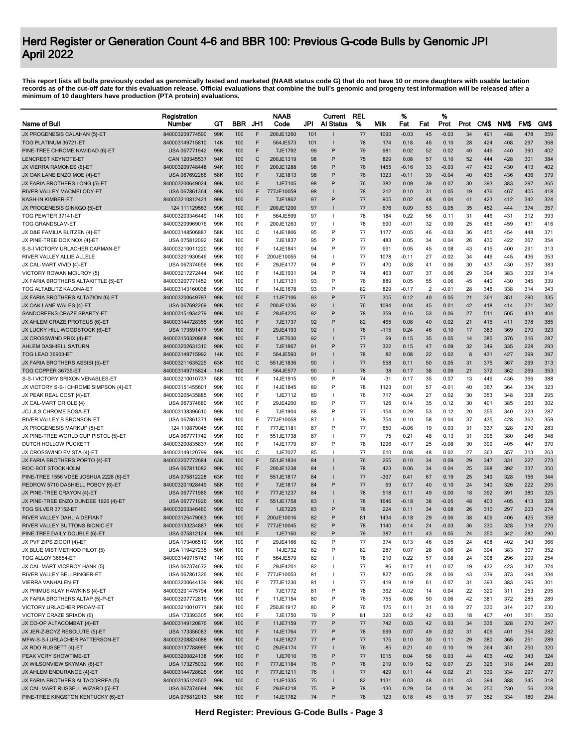# Herd Register or Generation Count 4-6 and BBR 100: Previous G-code Bulls by Genomic JPI
# April 2022

**This report lists all bulls previously coded as genomically tested and marketed (NAAB status code G) that do not have 10 or more daughters with usable lactation records as of the cut-off date for this evaluation release. Official evaluations that combine the bull's genomic and progeny test information will be released after a minimum of 10 daughters have production (PTA protein) evaluations.**

| Name of Bull | Registration Number | GT | BBR | JH1 | NAAB Code | JPI | Current AI Status | REL % | Milk | % Fat | Fat | % Prot | Prot | CM$ | NM$ | FM$ | GM$ |
|---|---|---|---|---|---|---|---|---|---|---|---|---|---|---|---|---|---|
| JX PROGENESIS CALAHAN {5}-ET | 840003209774590 | 99K | 100 | F | 200JE1260 | 101 | I | 77 | 1090 | -0.03 | 45 | -0.03 | 34 | 491 | 488 | 478 | 359 |
| TOG PLATINUM 36721-ET | 840003149715810 | 14K | 100 | F | 564JE573 | 101 | I | 78 | 174 | 0.18 | 46 | 0.10 | 28 | 424 | 408 | 297 | 368 |
| PINE-TREE CHROME NAVIDAD {6}-ET | USA 067771942 | 99K | 100 | F | 7JE1792 | 99 | P | 79 | 981 | 0.02 | 52 | 0.02 | 40 | 446 | 440 | 390 | 402 |
| LENCREST KEYNOTE-ET | CAN 120345537 | 94K | 100 | C | 200JE1319 | 98 | P | 75 | 829 | 0.08 | 57 | 0.10 | 52 | 444 | 428 | 301 | 384 |
| JX VIERRA RAMONES {6}-ET | 840003209748448 | 94K | 100 | F | 200JE1288 | 98 | P | 76 | 1455 | -0.16 | 33 | -0.03 | 47 | 432 | 430 | 413 | 402 |
| JX OAK LANE ENZO MOE {4}-ET | USA 067692266 | 58K | 100 | F | 7JE1813 | 98 | P | 76 | 1323 | -0.11 | 39 | -0.04 | 40 | 436 | 436 | 436 | 379 |
| JX FARIA BROTHERS LONG {5}-ET | 840003200649024 | 99K | 100 | F | 1JE7105 | 98 | P | 76 | 382 | 0.09 | 39 | 0.07 | 30 | 393 | 383 | 297 | 365 |
| RIVER VALLEY MACMELODY-ET | USA 067861364 | 99K | 100 | F | 777JE10059 | 98 | I | 78 | 212 | 0.10 | 31 | 0.05 | 19 | 476 | 467 | 405 | 418 |
| KASH-IN KIMBER-ET | 840003210812421 | 99K | 100 | F | 7JE1862 | 97 | P | 77 | 905 | 0.02 | 48 | 0.04 | 41 | 423 | 412 | 342 | 324 |
| JX PROGENESIS GINKGO {5}-ET | 124 111129563 | 99K | 100 | F | 200JE1200 | 97 | I | 77 | 676 | 0.09 | 53 | 0.05 | 35 | 452 | 444 | 374 | 357 |
| TOG PEWTER 37141-ET | 840003203346449 | 14K | 100 | F | 564JE599 | 97 | I | 78 | 184 | 0.22 | 56 | 0.11 | 31 | 446 | 431 | 312 | 393 |
| TOG GRANDSLAM-ET | 840003209969076 | 99K | 100 | F | 200JE1263 | 97 | I | 78 | 690 | -0.01 | 32 | 0.00 | 25 | 466 | 459 | 431 | 416 |
| JX D&E FAMILIA BLITZEN {4}-ET | 840003148506887 | 58K | 100 | C | 14JE1806 | 95 | P | 77 | 1177 | -0.05 | 46 | -0.03 | 36 | 455 | 454 | 448 | 371 |
| JX PINE-TREE DOX NOX {4}-ET | USA 075812092 | 58K | 100 | F | 7JE1837 | 95 | P | 77 | 483 | 0.05 | 34 | 0.04 | 26 | 430 | 422 | 367 | 354 |
| S-S-I VICTORY URLACHER CARMAN-ET | 840003210011220 | 99K | 100 | F | 14JE1841 | 94 | P | 77 | 691 | 0.05 | 45 | 0.08 | 43 | 415 | 400 | 291 | 313 |
| RIVER VALLEY ALLIE ALLELE | 840003201930546 | 99K | 100 | F | 200JE10005 | 94 | I | 77 | 1078 | -0.11 | 27 | -0.02 | 34 | 446 | 445 | 436 | 353 |
| JX CAL-MART VIVID {4}-ET | USA 067374659 | 99K | 100 | F | 29JE4177 | 94 | P | 77 | 470 | 0.08 | 41 | 0.06 | 30 | 437 | 430 | 357 | 383 |
| VICTORY ROWAN MCILROY {5} | 840003217272444 | 94K | 100 | F | 14JE1931 | 94 | P | 74 | 463 | 0.07 | 37 | 0.06 | 29 | 394 | 383 | 309 | 314 |
| JX FARIA BROTHERS ALTAKITTLE {5}-ET | 840003207771452 | 99K | 100 | F | 11JE7131 | 93 | P | 76 | 889 | 0.05 | 55 | 0.06 | 45 | 440 | 430 | 345 | 339 |
| TOG ALTABLITZ KALONA-ET | 840003143160038 | 99K | 100 | F | 14JE1678 | 93 | P | 82 | 829 | -0.17 | 2 | -0.01 | 28 | 346 | 338 | 314 | 343 |
| JX FARIA BROTHERS ALTAZION {6}-ET | 840003200649797 | 99K | 100 | F | 11JE7106 | 93 | P | 77 | 305 | 0.12 | 40 | 0.05 | 21 | 361 | 351 | 290 | 335 |
| JX OAK LANE WALES {4}-ET | USA 067692269 | 99K | 100 | F | 200JE1236 | 92 | I | 76 | 1094 | -0.04 | 45 | 0.01 | 42 | 418 | 414 | 371 | 342 |
| SANDCREEKS CRAZE SPARTY-ET | 840003151934279 | 99K | 100 | F | 29JE4225 | 92 | P | 78 | 359 | 0.16 | 53 | 0.06 | 27 | 511 | 505 | 433 | 404 |
| JX AHLEM CRAZE PROTEUS {6}-ET | 840003144728355 | 99K | 100 | F | 7JE1737 | 92 | P | 82 | 465 | 0.08 | 40 | 0.02 | 21 | 415 | 411 | 378 | 385 |
| JX LUCKY HILL WOODSTOCK {6}-ET | USA 173591477 | 99K | 100 | F | 29JE4193 | 92 | I | 78 | -115 | 0.24 | 46 | 0.10 | 17 | 383 | 369 | 270 | 323 |
| JX CROSSWIND PRIX {4}-ET | 840003150320968 | 99K | 100 | F | 1JE7030 | 92 | I | 77 | 69 | 0.15 | 35 | 0.05 | 14 | 385 | 376 | 316 | 287 |
| AHLEM DASHIELL SATURN | 840003202631310 | 99K | 100 | F | 7JE1867 | 91 | P | 77 | 322 | 0.15 | 47 | 0.09 | 32 | 349 | 335 | 228 | 293 |
| TOG LEAD 36903-ET | 840003149715992 | 14K | 100 | F | 564JE593 | 91 | I | 78 | 82 | 0.08 | 22 | 0.02 | 8 | 431 | 427 | 399 | 397 |
| JX FARIA BROTHERS ASSISI {5}-ET | 840003211635225 | 63K | 100 | C | 551JE1836 | 90 | I | 77 | 558 | 0.11 | 50 | 0.05 | 31 | 375 | 367 | 299 | 313 |
| TOG COPPER 36735-ET | 840003149715824 | 14K | 100 | F | 564JE577 | 90 | I | 78 | 38 | 0.17 | 38 | 0.09 | 21 | 372 | 362 | 269 | 353 |
| S-S-I VICTORY SRIXON VENABLES-ET | 840003210010737 | 58K | 100 | F | 14JE1915 | 90 | P | 74 | -31 | 0.17 | 35 | 0.07 | 13 | 446 | 436 | 366 | 388 |
| JX VICTORY S-S-I CHROME SIMPSON {4}-ET | 840003151455601 | 99K | 100 | F | 14JE1845 | 89 | P | 78 | 1123 | 0.01 | 57 | -0.01 | 40 | 367 | 364 | 334 | 323 |
| JX PEAK REAL COST {4}-ET | 840003205435885 | 99K | 100 | F | 1JE7112 | 89 | I | 76 | 717 | -0.04 | 27 | 0.02 | 30 | 353 | 348 | 308 | 295 |
| JX CAL-MART ORIOLE {4} | USA 067374680 | 99K | 100 | F | 29JE4200 | 89 | P | 77 | 126 | 0.14 | 35 | 0.12 | 30 | 401 | 385 | 260 | 302 |
| JCJ JLS CHROME BOSA-ET | 840003138396610 | 99K | 100 | F | 7JE1904 | 88 | P | 77 | -154 | 0.29 | 53 | 0.12 | 20 | 355 | 340 | 223 | 287 |
| RIVER VALLEY B BRONSON-ET | USA 067861371 | 99K | 100 | F | 777JE10058 | 87 | I | 78 | 754 | 0.10 | 58 | 0.04 | 37 | 435 | 428 | 362 | 359 |
| JX PROGENESIS MARKUP {5}-ET | 124 110879045 | 99K | 100 | F | 777JE1181 | 87 | P | 77 | 650 | -0.06 | 19 | 0.03 | 31 | 337 | 328 | 270 | 283 |
| JX PINE-TREE WORLD CUP PISTOL {5}-ET | USA 067771742 | 99K | 100 | F | 551JE1738 | 87 | I | 77 | 75 | 0.21 | 48 | 0.13 | 31 | 396 | 380 | 246 | 348 |
| DUTCH HOLLOW PUCKETT | 840003200835837 | 99K | 100 | F | 14JE1779 | 87 | P | 78 | 1296 | -0.17 | 25 | -0.08 | 30 | 399 | 405 | 447 | 370 |
| JX CROSSWIND EVISTA {4}-ET | 840003149120799 | 99K | 100 | C | 1JE7027 | 85 | I | 77 | 610 | 0.08 | 48 | 0.02 | 27 | 363 | 357 | 313 | 263 |
| JX FARIA BROTHERS PORTO {4}-ET | 840003207772684 | 63K | 100 | F | 551JE1834 | 84 | I | 76 | 265 | 0.10 | 34 | 0.09 | 29 | 347 | 331 | 227 | 273 |
| ROC-BOT STOCKHOLM | USA 067811082 | 99K | 100 | F | 200JE1238 | 84 | I | 78 | 423 | 0.06 | 34 | 0.04 | 25 | 398 | 392 | 337 | 350 |
| PINE-TREE 1556 VDEE JOSHUA 2228 {6}-ET | USA 075812228 | 63K | 100 | F | 551JE1817 | 84 | I | 77 | -397 | 0.41 | 67 | 0.19 | 25 | 349 | 328 | 156 | 344 |
| REDROW 5710 DASHIELL POBOY {6}-ET | 840003201928449 | 58K | 100 | F | 7JE1817 | 84 | P | 77 | 69 | 0.17 | 40 | 0.10 | 24 | 340 | 326 | 222 | 295 |
| JX PINE-TREE CRAYON {4}-ET | USA 067771986 | 99K | 100 | F | 777JE1237 | 84 | I | 78 | 518 | 0.11 | 49 | 0.00 | 18 | 392 | 391 | 380 | 325 |
| JX PINE-TREE ENZO DUNDEE 1926 {4}-ET | USA 067771926 | 99K | 100 | F | 551JE1758 | 83 | I | 78 | 1646 | -0.18 | 38 | -0.05 | 48 | 403 | 405 | 413 | 328 |
| TOG SILVER 37152-ET | 840003203346460 | 99K | 100 | F | 1JE7225 | 83 | P | 78 | 224 | 0.11 | 34 | 0.08 | 26 | 310 | 297 | 203 | 274 |
| RIVER VALLEY DAHLIA DEFIANT | 840003126479063 | 99K | 100 | F | 200JE10016 | 82 | P | 81 | 1434 | -0.18 | 29 | -0.06 | 38 | 406 | 406 | 425 | 358 |
| RIVER VALLEY BUTTONS BIONIC-ET | 840003133234887 | 99K | 100 | F | 777JE10045 | 82 | P | 78 | 1140 | -0.14 | 24 | -0.03 | 36 | 330 | 328 | 318 | 270 |
| PINE-TREE DAILY DOUBLE {6}-ET | USA 075812124 | 99K | 100 | F | 1JE7160 | 82 | P | 79 | 387 | 0.11 | 43 | 0.05 | 24 | 350 | 342 | 282 | 290 |
| JX PVF ZIPS ZIGOR {4}-ET | USA 173406519 | 99K | 100 | F | 29JE4166 | 82 | P | 77 | 374 | 0.13 | 46 | 0.05 | 24 | 408 | 402 | 343 | 366 |
| JX BLUE MIST METHOD PILOT {5} | USA 119427235 | 50K | 100 | F | 14JE732 | 82 | P | 82 | 287 | 0.07 | 28 | 0.06 | 24 | 394 | 383 | 307 | 352 |
| TOG ALLOY 36654-ET | 840003149715743 | 14K | 100 | F | 564JE579 | 82 | I | 78 | 210 | 0.22 | 57 | 0.08 | 24 | 308 | 296 | 209 | 254 |
| JX CAL-MART VICEROY HANK {5} | USA 067374672 | 99K | 100 | F | 29JE4201 | 82 | I | 77 | 86 | 0.17 | 41 | 0.07 | 19 | 432 | 423 | 347 | 374 |
| RIVER VALLEY BELLRINGER-ET | USA 067861326 | 99K | 100 | F | 777JE10053 | 81 | I | 77 | 827 | -0.05 | 28 | 0.06 | 43 | 379 | 373 | 294 | 334 |
| VIERRA VANHALEN-ET | 840003200644139 | 99K | 100 | F | 777JE1230 | 81 | I | 77 | 419 | 0.19 | 61 | 0.07 | 31 | 393 | 383 | 295 | 301 |
| JX PRIMUS KLAY HAWKINS {4}-ET | 840003201475794 | 99K | 100 | F | 7JE1772 | 81 | P | 78 | 362 | -0.02 | 14 | 0.04 | 22 | 320 | 311 | 253 | 295 |
| JX FARIA BROTHERS ALTAP {5}-P-ET | 840003207772819 | 99K | 100 | F | 11JE7154 | 80 | P | 76 | 755 | 0.06 | 50 | 0.06 | 42 | 381 | 372 | 285 | 289 |
| VICTORY URLACHER PROAM-ET | 840003210010771 | 58K | 100 | F | 250JE1917 | 80 | P | 76 | 175 | 0.11 | 31 | 0.10 | 27 | 330 | 314 | 207 | 230 |
| VICTORY CRAZE SRIXON {6} | USA 173393305 | 99K | 100 | F | 7JE1750 | 79 | P | 81 | 320 | 0.12 | 42 | 0.03 | 18 | 407 | 401 | 361 | 350 |
| JX CO-OP ALTACOMBAT {4}-ET | 840003149120876 | 99K | 100 | F | 11JE7159 | 77 | P | 77 | 742 | 0.03 | 42 | 0.03 | 34 | 336 | 328 | 270 | 247 |
| JX JER-Z-BOYZ RESOLUTE {5}-ET | USA 173356083 | 99K | 100 | F | 14JE1764 | 77 | P | 78 | 699 | 0.07 | 49 | 0.02 | 31 | 406 | 401 | 354 | 282 |
| MFW-S-S-I URLACHER PATTERSON-ET | 840003208824088 | 99K | 100 | F | 14JE1827 | 77 | P | 77 | 175 | 0.10 | 30 | 0.11 | 29 | 380 | 365 | 251 | 289 |
| JX RDO RUSSETT {4}-ET | 840003137788995 | 99K | 100 | C | 29JE4174 | 77 | I | 76 | -85 | 0.21 | 40 | 0.10 | 19 | 364 | 351 | 250 | 320 |
| PEAK VCRY SHOWTIME-ET | 840003200824138 | 99K | 100 | F | 1JE7010 | 76 | P | 77 | 1015 | 0.04 | 58 | 0.03 | 44 | 406 | 402 | 343 | 324 |
| JX WILSONVIEW SKYMAN {6}-ET | USA 173275032 | 99K | 100 | F | 777JE1184 | 76 | P | 78 | 219 | 0.19 | 52 | 0.07 | 23 | 326 | 318 | 244 | 283 |
| JX AHLEM ENDURANCE {4}-ET | 840003144728626 | 99K | 100 | F | 777JE1211 | 76 | I | 77 | 429 | 0.11 | 44 | 0.02 | 21 | 339 | 334 | 297 | 277 |
| JX FARIA BROTHERS ALTACORREA {5} | 840003135124503 | 99K | 100 | C | 11JE1335 | 75 | I | 82 | 1131 | -0.03 | 48 | 0.01 | 43 | 394 | 388 | 345 | 318 |
| JX CAL-MART RUSSELL WIZARD {5}-ET | USA 067374694 | 99K | 100 | F | 29JE4218 | 75 | P | 78 | -130 | 0.29 | 54 | 0.18 | 34 | 250 | 230 | 56 | 228 |
| PINE-TREE KINGSTON KENTUCKY {6}-ET | USA 075812013 | 58K | 100 | F | 14JE1782 | 74 | P | 78 | 123 | 0.18 | 45 | 0.15 | 37 | 352 | 334 | 180 | 294 |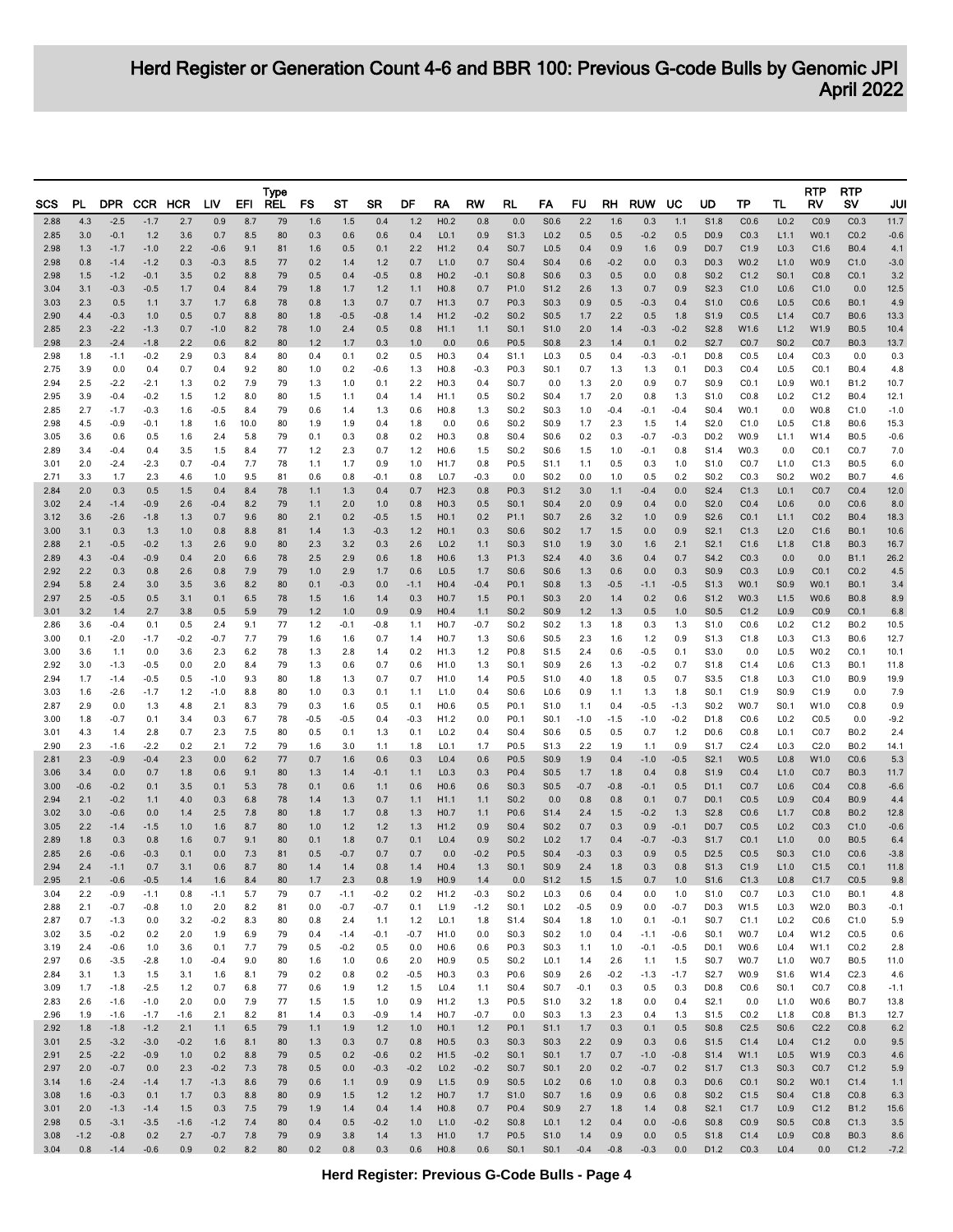# Herd Register or Generation Count 4-6 and BBR 100: Previous G-code Bulls by Genomic JPI
## April 2022

| SCS | PL | DPR | CCR | HCR | LIV | EFI | Type REL | FS | ST | SR | DF | RA | RW | RL | FA | FU | RH | RUW | UC | UD | TP | TL | RTP RV | RTP SV | JUI |
|---|---|---|---|---|---|---|---|---|---|---|---|---|---|---|---|---|---|---|---|---|---|---|---|---|---|
| 2.88 | 4.3 | -2.5 | -1.7 | 2.7 | 0.9 | 8.7 | 79 | 1.6 | 1.5 | 0.4 | 1.2 | H0.2 | 0.8 | 0.0 | S0.6 | 2.2 | 1.6 | 0.3 | 1.1 | S1.8 | C0.6 | L0.2 | C0.9 | C0.3 | 11.7 |
| 2.85 | 3.0 | -0.1 | 1.2 | 3.6 | 0.7 | 8.5 | 80 | 0.3 | 0.6 | 0.6 | 0.4 | L0.1 | 0.9 | S1.3 | L0.2 | 0.5 | 0.5 | -0.2 | 0.5 | D0.9 | C0.3 | L1.1 | W0.1 | C0.2 | -0.6 |
| 2.98 | 1.3 | -1.7 | -1.0 | 2.2 | -0.6 | 9.1 | 81 | 1.6 | 0.5 | 0.1 | 2.2 | H1.2 | 0.4 | S0.7 | L0.5 | 0.4 | 0.9 | 1.6 | 0.9 | D0.7 | C1.9 | L0.3 | C1.6 | B0.4 | 4.1 |
| 2.98 | 0.8 | -1.4 | -1.2 | 0.3 | -0.3 | 8.5 | 77 | 0.2 | 1.4 | 1.2 | 0.7 | L1.0 | 0.7 | S0.4 | S0.4 | 0.6 | -0.2 | 0.0 | 0.3 | D0.3 | W0.2 | L1.0 | W0.9 | C1.0 | -3.0 |
| 2.98 | 1.5 | -1.2 | -0.1 | 3.5 | 0.2 | 8.8 | 79 | 0.5 | 0.4 | -0.5 | 0.8 | H0.2 | -0.1 | S0.8 | S0.6 | 0.3 | 0.5 | 0.0 | 0.8 | S0.2 | C1.2 | S0.1 | C0.8 | C0.1 | 3.2 |
| 3.04 | 3.1 | -0.3 | -0.5 | 1.7 | 0.4 | 8.4 | 79 | 1.8 | 1.7 | 1.2 | 1.1 | H0.8 | 0.7 | P1.0 | S1.2 | 2.6 | 1.3 | 0.7 | 0.9 | S2.3 | C1.0 | L0.6 | C1.0 | 0.0 | 12.5 |
| 3.03 | 2.3 | 0.5 | 1.1 | 3.7 | 1.7 | 6.8 | 78 | 0.8 | 1.3 | 0.7 | 0.7 | H1.3 | 0.7 | P0.3 | S0.3 | 0.9 | 0.5 | -0.3 | 0.4 | S1.0 | C0.6 | L0.5 | C0.6 | B0.1 | 4.9 |
| 2.90 | 4.4 | -0.3 | 1.0 | 0.5 | 0.7 | 8.8 | 80 | 1.8 | -0.5 | -0.8 | 1.4 | H1.2 | -0.2 | S0.2 | S0.5 | 1.7 | 2.2 | 0.5 | 1.8 | S1.9 | C0.5 | L1.4 | C0.7 | B0.6 | 13.3 |
| 2.85 | 2.3 | -2.2 | -1.3 | 0.7 | -1.0 | 8.2 | 78 | 1.0 | 2.4 | 0.5 | 0.8 | H1.1 | 1.1 | S0.1 | S1.0 | 2.0 | 1.4 | -0.3 | -0.2 | S2.8 | W1.6 | L1.2 | W1.9 | B0.5 | 10.4 |
| 2.98 | 2.3 | -2.4 | -1.8 | 2.2 | 0.6 | 8.2 | 80 | 1.2 | 1.7 | 0.3 | 1.0 | 0.0 | 0.6 | P0.5 | S0.8 | 2.3 | 1.4 | 0.1 | 0.2 | S2.7 | C0.7 | S0.2 | C0.7 | B0.3 | 13.7 |
| 2.98 | 1.8 | -1.1 | -0.2 | 2.9 | 0.3 | 8.4 | 80 | 0.4 | 0.1 | 0.2 | 0.5 | H0.3 | 0.4 | S1.1 | L0.3 | 0.5 | 0.4 | -0.3 | -0.1 | D0.8 | C0.5 | L0.4 | C0.3 | 0.0 | 0.3 |
| 2.75 | 3.9 | 0.0 | 0.4 | 0.7 | 0.4 | 9.2 | 80 | 1.0 | 0.2 | -0.6 | 1.3 | H0.8 | -0.3 | P0.3 | S0.1 | 0.7 | 1.3 | 1.3 | 0.1 | D0.3 | C0.4 | L0.5 | C0.1 | B0.4 | 4.8 |
| 2.94 | 2.5 | -2.2 | -2.1 | 1.3 | 0.2 | 7.9 | 79 | 1.3 | 1.0 | 0.1 | 2.2 | H0.3 | 0.4 | S0.7 | 0.0 | 1.3 | 2.0 | 0.9 | 0.7 | S0.9 | C0.1 | L0.9 | W0.1 | B1.2 | 10.7 |
| 2.95 | 3.9 | -0.4 | -0.2 | 1.5 | 1.2 | 8.0 | 80 | 1.5 | 1.1 | 0.4 | 1.4 | H1.1 | 0.5 | S0.2 | S0.4 | 1.7 | 2.0 | 0.8 | 1.3 | S1.0 | C0.8 | L0.2 | C1.2 | B0.4 | 12.1 |
| 2.85 | 2.7 | -1.7 | -0.3 | 1.6 | -0.5 | 8.4 | 79 | 0.6 | 1.4 | 1.3 | 0.6 | H0.8 | 1.3 | S0.2 | S0.3 | 1.0 | -0.4 | -0.1 | -0.4 | S0.4 | W0.1 | 0.0 | W0.8 | C1.0 | -1.0 |
| 2.98 | 4.5 | -0.9 | -0.1 | 1.8 | 1.6 | 10.0 | 80 | 1.9 | 1.9 | 0.4 | 1.8 | 0.0 | 0.6 | S0.2 | S0.9 | 1.7 | 2.3 | 1.5 | 1.4 | S2.0 | C1.0 | L0.5 | C1.8 | B0.6 | 15.3 |
| 3.05 | 3.6 | 0.6 | 0.5 | 1.6 | 2.4 | 5.8 | 79 | 0.1 | 0.3 | 0.8 | 0.2 | H0.3 | 0.8 | S0.4 | S0.6 | 0.2 | 0.3 | -0.7 | -0.3 | D0.2 | W0.9 | L1.1 | W1.4 | B0.5 | -0.6 |
| 2.89 | 3.4 | -0.4 | 0.4 | 3.5 | 1.5 | 8.4 | 77 | 1.2 | 2.3 | 0.7 | 1.2 | H0.6 | 1.5 | S0.2 | S0.6 | 1.5 | 1.0 | -0.1 | 0.8 | S1.4 | W0.3 | 0.0 | C0.1 | C0.7 | 7.0 |
| 3.01 | 2.0 | -2.4 | -2.3 | 0.7 | -0.4 | 7.7 | 78 | 1.1 | 1.7 | 0.9 | 1.0 | H1.7 | 0.8 | P0.5 | S1.1 | 1.1 | 0.5 | 0.3 | 1.0 | S1.0 | C0.7 | L1.0 | C1.3 | B0.5 | 6.0 |
| 2.71 | 3.3 | 1.7 | 2.3 | 4.6 | 1.0 | 9.5 | 81 | 0.6 | 0.8 | -0.1 | 0.8 | L0.7 | -0.3 | 0.0 | S0.2 | 0.0 | 1.0 | 0.5 | 0.2 | S0.2 | C0.3 | S0.2 | W0.2 | B0.7 | 4.6 |
| 2.84 | 2.0 | 0.3 | 0.5 | 1.5 | 0.4 | 8.4 | 78 | 1.1 | 1.3 | 0.4 | 0.7 | H2.3 | 0.8 | P0.3 | S1.2 | 3.0 | 1.1 | -0.4 | 0.0 | S2.4 | C1.3 | L0.1 | C0.7 | C0.4 | 12.0 |
| 3.02 | 2.4 | -1.4 | -0.9 | 2.6 | -0.4 | 8.2 | 79 | 1.1 | 2.0 | 1.0 | 0.8 | H0.3 | 0.5 | S0.1 | S0.4 | 2.0 | 0.9 | 0.4 | 0.0 | S2.0 | C0.4 | L0.6 | 0.0 | C0.6 | 8.0 |
| 3.12 | 3.6 | -2.6 | -1.8 | 1.3 | 0.7 | 9.6 | 80 | 2.1 | 0.2 | -0.5 | 1.5 | H0.1 | 0.2 | P1.1 | S0.7 | 2.6 | 3.2 | 1.0 | 0.9 | S2.6 | C0.1 | L1.1 | C0.2 | B0.4 | 18.3 |
| 3.00 | 3.1 | 0.3 | 1.3 | 1.0 | 0.8 | 8.8 | 81 | 1.4 | 1.3 | -0.3 | 1.2 | H0.1 | 0.3 | S0.6 | S0.2 | 1.7 | 1.5 | 0.0 | 0.9 | S2.1 | C1.3 | L2.0 | C1.6 | B0.1 | 10.6 |
| 2.88 | 2.1 | -0.5 | -0.2 | 1.3 | 2.6 | 9.0 | 80 | 2.3 | 3.2 | 0.3 | 2.6 | L0.2 | 1.1 | S0.3 | S1.0 | 1.9 | 3.0 | 1.6 | 2.1 | S2.1 | C1.6 | L1.8 | C1.8 | B0.3 | 16.7 |
| 2.89 | 4.3 | -0.4 | -0.9 | 0.4 | 2.0 | 6.6 | 78 | 2.5 | 2.9 | 0.6 | 1.8 | H0.6 | 1.3 | P1.3 | S2.4 | 4.0 | 3.6 | 0.4 | 0.7 | S4.2 | C0.3 | 0.0 | 0.0 | B1.1 | 26.2 |
| 2.92 | 2.2 | 0.3 | 0.8 | 2.6 | 0.8 | 7.9 | 79 | 1.0 | 2.9 | 1.7 | 0.6 | L0.5 | 1.7 | S0.6 | S0.6 | 1.3 | 0.6 | 0.0 | 0.3 | S0.9 | C0.3 | L0.9 | C0.1 | C0.2 | 4.5 |
| 2.94 | 5.8 | 2.4 | 3.0 | 3.5 | 3.6 | 8.2 | 80 | 0.1 | -0.3 | 0.0 | -1.1 | H0.4 | -0.4 | P0.1 | S0.8 | 1.3 | -0.5 | -1.1 | -0.5 | S1.3 | W0.1 | S0.9 | W0.1 | B0.1 | 3.4 |
| 2.97 | 2.5 | -0.5 | 0.5 | 3.1 | 0.1 | 6.5 | 78 | 1.5 | 1.6 | 1.4 | 0.3 | H0.7 | 1.5 | P0.1 | S0.3 | 2.0 | 1.4 | 0.2 | 0.6 | S1.2 | W0.3 | L1.5 | W0.6 | B0.8 | 8.9 |
| 3.01 | 3.2 | 1.4 | 2.7 | 3.8 | 0.5 | 5.9 | 79 | 1.2 | 1.0 | 0.9 | 0.9 | H0.4 | 1.1 | S0.2 | S0.9 | 1.2 | 1.3 | 0.5 | 1.0 | S0.5 | C1.2 | L0.9 | C0.9 | C0.1 | 6.8 |
| 2.86 | 3.6 | -0.4 | 0.1 | 0.5 | 2.4 | 9.1 | 77 | 1.2 | -0.1 | -0.8 | 1.1 | H0.7 | -0.7 | S0.2 | S0.2 | 1.3 | 1.8 | 0.3 | 1.3 | S1.0 | C0.6 | L0.2 | C1.2 | B0.2 | 10.5 |
| 3.00 | 0.1 | -2.0 | -1.7 | -0.2 | -0.7 | 7.7 | 79 | 1.6 | 1.6 | 0.7 | 1.4 | H0.7 | 1.3 | S0.6 | S0.5 | 2.3 | 1.6 | 1.2 | 0.9 | S1.3 | C1.8 | L0.3 | C1.3 | B0.6 | 12.7 |
| 3.00 | 3.6 | 1.1 | 0.0 | 3.6 | 2.3 | 6.2 | 78 | 1.3 | 2.8 | 1.4 | 0.2 | H1.3 | 1.2 | P0.8 | S1.5 | 2.4 | 0.6 | -0.5 | 0.1 | S3.0 | 0.0 | L0.5 | W0.2 | C0.1 | 10.1 |
| 2.92 | 3.0 | -1.3 | -0.5 | 0.0 | 2.0 | 8.4 | 79 | 1.3 | 0.6 | 0.7 | 0.6 | H1.0 | 1.3 | S0.1 | S0.9 | 2.6 | 1.3 | -0.2 | 0.7 | S1.8 | C1.4 | L0.6 | C1.3 | B0.1 | 11.8 |
| 2.94 | 1.7 | -1.4 | -0.5 | 0.5 | -1.0 | 9.3 | 80 | 1.8 | 1.3 | 0.7 | 0.7 | H1.0 | 1.4 | P0.5 | S1.0 | 4.0 | 1.8 | 0.5 | 0.7 | S3.5 | C1.8 | L0.3 | C1.0 | B0.9 | 19.9 |
| 3.03 | 1.6 | -2.6 | -1.7 | 1.2 | -1.0 | 8.8 | 80 | 1.0 | 0.3 | 0.1 | 1.1 | L1.0 | 0.4 | S0.6 | L0.6 | 0.9 | 1.1 | 1.3 | 1.8 | S0.1 | C1.9 | S0.9 | C1.9 | 0.0 | 7.9 |
| 2.87 | 2.9 | 0.0 | 1.3 | 4.8 | 2.1 | 8.3 | 79 | 0.3 | 1.6 | 0.5 | 0.1 | H0.6 | 0.5 | P0.1 | S1.0 | 1.1 | 0.4 | -0.5 | -1.3 | S0.2 | W0.7 | S0.1 | W1.0 | C0.8 | 0.9 |
| 3.00 | 1.8 | -0.7 | 0.1 | 3.4 | 0.3 | 6.7 | 78 | -0.5 | -0.5 | 0.4 | -0.3 | H1.2 | 0.0 | P0.1 | S0.1 | -1.0 | -1.5 | -1.0 | -0.2 | D1.8 | C0.6 | L0.2 | C0.5 | 0.0 | -9.2 |
| 3.01 | 4.3 | 1.4 | 2.8 | 0.7 | 2.3 | 7.5 | 80 | 0.5 | 0.1 | 1.3 | 0.1 | L0.2 | 0.4 | S0.4 | S0.6 | 0.5 | 0.5 | 0.7 | 1.2 | D0.6 | C0.8 | L0.1 | C0.7 | B0.2 | 2.4 |
| 2.90 | 2.3 | -1.6 | -2.2 | 0.2 | 2.1 | 7.2 | 79 | 1.6 | 3.0 | 1.1 | 1.8 | L0.1 | 1.7 | P0.5 | S1.3 | 2.2 | 1.9 | 1.1 | 0.9 | S1.7 | C2.4 | L0.3 | C2.0 | B0.2 | 14.1 |
| 2.81 | 2.3 | -0.9 | -0.4 | 2.3 | 0.0 | 6.2 | 77 | 0.7 | 1.6 | 0.6 | 0.3 | L0.4 | 0.6 | P0.5 | S0.9 | 1.9 | 0.4 | -1.0 | -0.5 | S2.1 | W0.5 | L0.8 | W1.0 | C0.6 | 5.3 |
| 3.06 | 3.4 | 0.0 | 0.7 | 1.8 | 0.6 | 9.1 | 80 | 1.3 | 1.4 | -0.1 | 1.1 | L0.3 | 0.3 | P0.4 | S0.5 | 1.7 | 1.8 | 0.4 | 0.8 | S1.9 | C0.4 | L1.0 | C0.7 | B0.3 | 11.7 |
| 3.00 | -0.6 | -0.2 | 0.1 | 3.5 | 0.1 | 5.3 | 78 | 0.1 | 0.6 | 1.1 | 0.6 | H0.6 | 0.6 | S0.3 | S0.5 | -0.7 | -0.8 | -0.1 | 0.5 | D1.1 | C0.7 | L0.6 | C0.4 | C0.8 | -6.6 |
| 2.94 | 2.1 | -0.2 | 1.1 | 4.0 | 0.3 | 6.8 | 78 | 1.4 | 1.3 | 0.7 | 1.1 | H1.1 | 1.1 | S0.2 | 0.0 | 0.8 | 0.8 | 0.1 | 0.7 | D0.1 | C0.5 | L0.9 | C0.4 | B0.9 | 4.4 |
| 3.02 | 3.0 | -0.6 | 0.0 | 1.4 | 2.5 | 7.8 | 80 | 1.8 | 1.7 | 0.8 | 1.3 | H0.7 | 1.1 | P0.6 | S1.4 | 2.4 | 1.5 | -0.2 | 1.3 | S2.8 | C0.6 | L1.7 | C0.8 | B0.2 | 12.8 |
| 3.05 | 2.2 | -1.4 | -1.5 | 1.0 | 1.6 | 8.7 | 80 | 1.0 | 1.2 | 1.2 | 1.3 | H1.2 | 0.9 | S0.4 | S0.2 | 0.7 | 0.3 | 0.9 | -0.1 | D0.7 | C0.5 | L0.2 | C0.3 | C1.0 | -0.6 |
| 2.89 | 1.8 | 0.3 | 0.8 | 1.6 | 0.7 | 9.1 | 80 | 0.1 | 1.8 | 0.7 | 0.1 | L0.4 | 0.9 | S0.2 | L0.2 | 1.7 | 0.4 | -0.7 | -0.3 | S1.7 | C0.1 | L1.0 | 0.0 | B0.5 | 6.4 |
| 2.85 | 2.6 | -0.6 | -0.3 | 0.1 | 0.0 | 7.3 | 81 | 0.5 | -0.7 | 0.7 | 0.7 | 0.0 | -0.2 | P0.5 | S0.4 | -0.3 | 0.3 | 0.9 | 0.5 | D2.5 | C0.5 | S0.3 | C1.0 | C0.6 | -3.8 |
| 2.94 | 2.4 | -1.1 | 0.7 | 3.1 | 0.6 | 8.7 | 80 | 1.4 | 1.4 | 0.8 | 1.4 | H0.4 | 1.3 | S0.1 | S0.9 | 2.4 | 1.8 | 0.3 | 0.8 | S1.3 | C1.9 | L1.0 | C1.5 | C0.1 | 11.8 |
| 2.95 | 2.1 | -0.6 | -0.5 | 1.4 | 1.6 | 8.4 | 80 | 1.7 | 2.3 | 0.8 | 1.9 | H0.9 | 1.4 | 0.0 | S1.2 | 1.5 | 1.5 | 0.7 | 1.0 | S1.6 | C1.3 | L0.8 | C1.7 | C0.5 | 9.8 |
| 3.04 | 2.2 | -0.9 | -1.1 | 0.8 | -1.1 | 5.7 | 79 | 0.7 | -1.1 | -0.2 | 0.2 | H1.2 | -0.3 | S0.2 | L0.3 | 0.6 | 0.4 | 0.0 | 1.0 | S1.0 | C0.7 | L0.3 | C1.0 | B0.1 | 4.8 |
| 2.88 | 2.1 | -0.7 | -0.8 | 1.0 | 2.0 | 8.2 | 81 | 0.0 | -0.7 | -0.7 | 0.1 | L1.9 | -1.2 | S0.1 | L0.2 | -0.5 | 0.9 | 0.0 | -0.7 | D0.3 | W1.5 | L0.3 | W2.0 | B0.3 | -0.1 |
| 2.87 | 0.7 | -1.3 | 0.0 | 3.2 | -0.2 | 8.3 | 80 | 0.8 | 2.4 | 1.1 | 1.2 | L0.1 | 1.8 | S1.4 | S0.4 | 1.8 | 1.0 | 0.1 | -0.1 | S0.7 | C1.1 | L0.2 | C0.6 | C1.0 | 5.9 |
| 3.02 | 3.5 | -0.2 | 0.2 | 2.0 | 1.9 | 6.9 | 79 | 0.4 | -1.4 | -0.1 | -0.7 | H1.0 | 0.0 | S0.3 | S0.2 | 1.0 | 0.4 | -1.1 | -0.6 | S0.1 | W0.7 | L0.4 | W1.2 | C0.5 | 0.6 |
| 3.19 | 2.4 | -0.6 | 1.0 | 3.6 | 0.1 | 7.7 | 79 | 0.5 | -0.2 | 0.5 | 0.0 | H0.6 | 0.6 | P0.3 | S0.3 | 1.1 | 1.0 | -0.1 | -0.5 | D0.1 | W0.6 | L0.4 | W1.1 | C0.2 | 2.8 |
| 2.97 | 0.6 | -3.5 | -2.8 | 1.0 | -0.4 | 9.0 | 80 | 1.6 | 1.0 | 0.6 | 2.0 | H0.9 | 0.5 | S0.2 | L0.1 | 1.4 | 2.6 | 1.1 | 1.5 | S0.7 | W0.7 | L1.0 | W0.7 | B0.5 | 11.0 |
| 2.84 | 3.1 | 1.3 | 1.5 | 3.1 | 1.6 | 8.1 | 79 | 0.2 | 0.8 | 0.2 | -0.5 | H0.3 | 0.3 | P0.6 | S0.9 | 2.6 | -0.2 | -1.3 | -1.7 | S2.7 | W0.9 | S1.6 | W1.4 | C2.3 | 4.6 |
| 3.09 | 1.7 | -1.8 | -2.5 | 1.2 | 0.7 | 6.8 | 77 | 0.6 | 1.9 | 1.2 | 1.5 | L0.4 | 1.1 | S0.4 | S0.7 | -0.1 | 0.3 | 0.5 | 0.3 | D0.8 | C0.6 | S0.1 | C0.7 | C0.8 | -1.1 |
| 2.83 | 2.6 | -1.6 | -1.0 | 2.0 | 0.0 | 7.9 | 77 | 1.5 | 1.5 | 1.0 | 0.9 | H1.2 | 1.3 | P0.5 | S1.0 | 3.2 | 1.8 | 0.0 | 0.4 | S2.1 | 0.0 | L1.0 | W0.6 | B0.7 | 13.8 |
| 2.96 | 1.9 | -1.6 | -1.7 | -1.6 | 2.1 | 8.2 | 81 | 1.4 | 0.3 | -0.9 | 1.4 | H0.7 | -0.7 | 0.0 | S0.3 | 1.3 | 2.3 | 0.4 | 1.3 | S1.5 | C0.2 | L1.8 | C0.8 | B1.3 | 12.7 |
| 2.92 | 1.8 | -1.8 | -1.2 | 2.1 | 1.1 | 6.5 | 79 | 1.1 | 1.9 | 1.2 | 1.0 | H0.1 | 1.2 | P0.1 | S1.1 | 1.7 | 0.3 | 0.1 | 0.5 | S0.8 | C2.5 | S0.6 | C2.2 | C0.8 | 6.2 |
| 3.01 | 2.5 | -3.2 | -3.0 | -0.2 | 1.6 | 8.1 | 80 | 1.3 | 0.3 | 0.7 | 0.8 | H0.5 | 0.3 | S0.3 | S0.3 | 2.2 | 0.9 | 0.3 | 0.6 | S1.5 | C1.4 | L0.4 | C1.2 | 0.0 | 9.5 |
| 2.91 | 2.5 | -2.2 | -0.9 | 1.0 | 0.2 | 8.8 | 79 | 0.5 | 0.2 | -0.6 | 0.2 | H1.5 | -0.2 | S0.1 | S0.1 | 1.7 | 0.7 | -1.0 | -0.8 | S1.4 | W1.1 | L0.5 | W1.9 | C0.3 | 4.6 |
| 2.97 | 2.0 | -0.7 | 0.0 | 2.3 | -0.2 | 7.3 | 78 | 0.5 | 0.0 | -0.3 | -0.2 | L0.2 | -0.2 | S0.7 | S0.1 | 2.0 | 0.2 | -0.7 | 0.2 | S1.7 | C1.3 | S0.3 | C0.7 | C1.2 | 5.9 |
| 3.14 | 1.6 | -2.4 | -1.4 | 1.7 | -1.3 | 8.6 | 79 | 0.6 | 1.1 | 0.9 | 0.9 | L1.5 | 0.9 | S0.5 | L0.2 | 0.6 | 1.0 | 0.8 | 0.3 | D0.6 | C0.1 | S0.2 | W0.1 | C1.4 | 1.1 |
| 3.08 | 1.6 | -0.3 | 0.1 | 1.7 | 0.3 | 8.8 | 80 | 0.9 | 1.5 | 1.2 | 1.2 | H0.7 | 1.7 | S1.0 | S0.7 | 1.6 | 0.9 | 0.6 | 0.8 | S0.2 | C1.5 | S0.4 | C1.8 | C0.8 | 6.3 |
| 3.01 | 2.0 | -1.3 | -1.4 | 1.5 | 0.3 | 7.5 | 79 | 1.9 | 1.4 | 0.4 | 1.4 | H0.8 | 0.7 | P0.4 | S0.9 | 2.7 | 1.8 | 1.4 | 0.8 | S2.1 | C1.7 | L0.9 | C1.2 | B1.2 | 15.6 |
| 2.98 | 0.5 | -3.1 | -3.5 | -1.6 | -1.2 | 7.4 | 80 | 0.4 | 0.5 | -0.2 | 1.0 | L1.0 | -0.2 | S0.8 | L0.1 | 1.2 | 0.4 | 0.0 | -0.6 | S0.8 | C0.9 | S0.5 | C0.8 | C1.3 | 3.5 |
| 3.08 | -1.2 | -0.8 | 0.2 | 2.7 | -0.7 | 7.8 | 79 | 0.9 | 3.8 | 1.4 | 1.3 | H1.0 | 1.7 | P0.5 | S1.0 | 1.4 | 0.9 | 0.0 | 0.5 | S1.8 | C1.4 | L0.9 | C0.8 | B0.3 | 8.6 |
| 3.04 | 0.8 | -1.4 | -0.6 | 0.9 | 0.2 | 8.2 | 80 | 0.2 | 0.8 | 0.3 | 0.6 | H0.8 | 0.6 | S0.1 | S0.1 | -0.4 | -0.8 | -0.3 | 0.0 | D1.2 | C0.3 | L0.4 | 0.0 | C1.2 | -7.2 |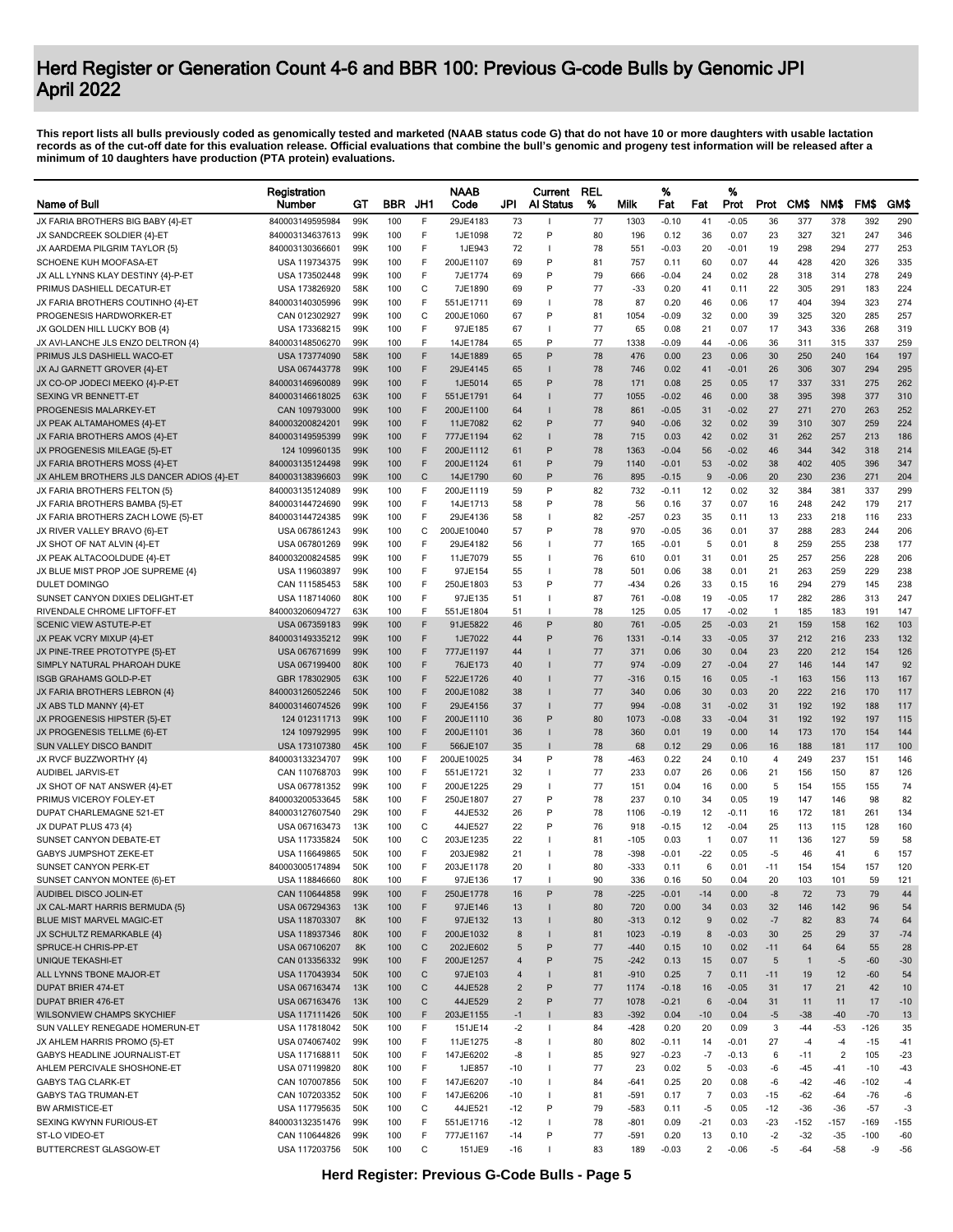# Herd Register or Generation Count 4-6 and BBR 100: Previous G-code Bulls by Genomic JPI
# April 2022

**This report lists all bulls previously coded as genomically tested and marketed (NAAB status code G) that do not have 10 or more daughters with usable lactation records as of the cut-off date for this evaluation release. Official evaluations that combine the bull's genomic and progeny test information will be released after a minimum of 10 daughters have production (PTA protein) evaluations.**

| Name of Bull | Registration Number | GT | BBR | JH1 | NAAB Code | JPI | Current AI Status | REL % | Milk | % Fat | Fat | % Prot | Prot | CM$ | NM$ | FM$ | GM$ |
|---|---|---|---|---|---|---|---|---|---|---|---|---|---|---|---|---|---|
| JX FARIA BROTHERS BIG BABY {4}-ET | 840003149595984 | 99K | 100 | F | 29JE4183 | 73 | I | 77 | 1303 | -0.10 | 41 | -0.05 | 36 | 377 | 378 | 392 | 290 |
| JX SANDCREEK SOLDIER {4}-ET | 840003134637613 | 99K | 100 | F | 1JE1098 | 72 | P | 80 | 196 | 0.12 | 36 | 0.07 | 23 | 327 | 321 | 247 | 346 |
| JX AARDEMA PILGRIM TAYLOR {5} | 840003130366601 | 99K | 100 | F | 1JE943 | 72 | I | 78 | 551 | -0.03 | 20 | -0.01 | 19 | 298 | 294 | 277 | 253 |
| SCHOENE KUH MOOFASA-ET | USA 119734375 | 99K | 100 | F | 200JE1107 | 69 | P | 81 | 757 | 0.11 | 60 | 0.07 | 44 | 428 | 420 | 326 | 335 |
| JX ALL LYNNS KLAY DESTINY {4}-P-ET | USA 173502448 | 99K | 100 | F | 7JE1774 | 69 | P | 79 | 666 | -0.04 | 24 | 0.02 | 28 | 318 | 314 | 278 | 249 |
| PRIMUS DASHIELL DECATUR-ET | USA 173826920 | 58K | 100 | C | 7JE1890 | 69 | P | 77 | -33 | 0.20 | 41 | 0.11 | 22 | 305 | 291 | 183 | 224 |
| JX FARIA BROTHERS COUTINHO {4}-ET | 840003140305996 | 99K | 100 | F | 551JE1711 | 69 | I | 78 | 87 | 0.20 | 46 | 0.06 | 17 | 404 | 394 | 323 | 274 |
| PROGENESIS HARDWORKER-ET | CAN 012302927 | 99K | 100 | C | 200JE1060 | 67 | P | 81 | 1054 | -0.09 | 32 | 0.00 | 39 | 325 | 320 | 285 | 257 |
| JX GOLDEN HILL LUCKY BOB {4} | USA 173368215 | 99K | 100 | F | 97JE185 | 67 | I | 77 | 65 | 0.08 | 21 | 0.07 | 17 | 343 | 336 | 268 | 319 |
| JX AVI-LANCHE JLS ENZO DELTRON {4} | 840003148506270 | 99K | 100 | F | 14JE1784 | 65 | P | 77 | 1338 | -0.09 | 44 | -0.06 | 36 | 311 | 315 | 337 | 259 |
| PRIMUS JLS DASHIELL WACO-ET | USA 173774090 | 58K | 100 | F | 14JE1889 | 65 | P | 78 | 476 | 0.00 | 23 | 0.06 | 30 | 250 | 240 | 164 | 197 |
| JX AJ GARNETT GROVER {4}-ET | USA 067443778 | 99K | 100 | F | 29JE4145 | 65 | I | 78 | 746 | 0.02 | 41 | -0.01 | 26 | 306 | 307 | 294 | 295 |
| JX CO-OP JODECI MEEKO {4}-P-ET | 840003146960089 | 99K | 100 | F | 1JE5014 | 65 | P | 78 | 171 | 0.08 | 25 | 0.05 | 17 | 337 | 331 | 275 | 262 |
| SEXING VR BENNETT-ET | 840003146618025 | 63K | 100 | F | 551JE1791 | 64 | I | 77 | 1055 | -0.02 | 46 | 0.00 | 38 | 395 | 398 | 377 | 310 |
| PROGENESIS MALARKEY-ET | CAN 109793000 | 99K | 100 | F | 200JE1100 | 64 | I | 78 | 861 | -0.05 | 31 | -0.02 | 27 | 271 | 270 | 263 | 252 |
| JX PEAK ALTAMAHOMES {4}-ET | 840003200824201 | 99K | 100 | F | 11JE7082 | 62 | P | 77 | 940 | -0.06 | 32 | 0.02 | 39 | 310 | 307 | 259 | 224 |
| JX FARIA BROTHERS AMOS {4}-ET | 840003149595399 | 99K | 100 | F | 777JE1194 | 62 | I | 78 | 715 | 0.03 | 42 | 0.02 | 31 | 262 | 257 | 213 | 186 |
| JX PROGENESIS MILEAGE {5}-ET | 124 109960135 | 99K | 100 | F | 200JE1112 | 61 | P | 78 | 1363 | -0.04 | 56 | -0.02 | 46 | 344 | 342 | 318 | 214 |
| JX FARIA BROTHERS MOSS {4}-ET | 840003135124498 | 99K | 100 | F | 200JE1124 | 61 | P | 79 | 1140 | -0.01 | 53 | -0.02 | 38 | 402 | 405 | 396 | 347 |
| JX AHLEM BROTHERS JLS DANCER ADIOS {4}-ET | 840003138396603 | 99K | 100 | C | 14JE1790 | 60 | P | 76 | 895 | -0.15 | 9 | -0.06 | 20 | 230 | 236 | 271 | 204 |
| JX FARIA BROTHERS FELTON {5} | 840003135124089 | 99K | 100 | F | 200JE1119 | 59 | P | 82 | 732 | -0.11 | 12 | 0.02 | 32 | 384 | 381 | 337 | 299 |
| JX FARIA BROTHERS BAMBA {5}-ET | 840003144724690 | 99K | 100 | F | 14JE1713 | 58 | P | 78 | 56 | 0.16 | 37 | 0.07 | 16 | 248 | 242 | 179 | 217 |
| JX FARIA BROTHERS ZACH LOWE {5}-ET | 840003144724385 | 99K | 100 | F | 29JE4136 | 58 | I | 82 | -257 | 0.23 | 35 | 0.11 | 13 | 233 | 218 | 116 | 233 |
| JX RIVER VALLEY BRAVO {6}-ET | USA 067861243 | 99K | 100 | C | 200JE10040 | 57 | P | 78 | 970 | -0.05 | 36 | 0.01 | 37 | 288 | 283 | 244 | 206 |
| JX SHOT OF NAT ALVIN {4}-ET | USA 067801269 | 99K | 100 | F | 29JE4182 | 56 | I | 77 | 165 | -0.01 | 5 | 0.01 | 8 | 259 | 255 | 238 | 177 |
| JX PEAK ALTACOOLDUDE {4}-ET | 840003200824585 | 99K | 100 | F | 11JE7079 | 55 | I | 76 | 610 | 0.01 | 31 | 0.01 | 25 | 257 | 256 | 228 | 206 |
| JX BLUE MIST PROP JOE SUPREME {4} | USA 119603897 | 99K | 100 | F | 97JE154 | 55 | I | 78 | 501 | 0.06 | 38 | 0.01 | 21 | 263 | 259 | 229 | 238 |
| DULET DOMINGO | CAN 111585453 | 58K | 100 | F | 250JE1803 | 53 | P | 77 | -434 | 0.26 | 33 | 0.15 | 16 | 294 | 279 | 145 | 238 |
| SUNSET CANYON DIXIES DELIGHT-ET | USA 118714060 | 80K | 100 | F | 97JE135 | 51 | I | 87 | 761 | -0.08 | 19 | -0.05 | 17 | 282 | 286 | 313 | 247 |
| RIVENDALE CHROME LIFTOFF-ET | 840003206094727 | 63K | 100 | F | 551JE1804 | 51 | I | 78 | 125 | 0.05 | 17 | -0.02 | 1 | 185 | 183 | 191 | 147 |
| SCENIC VIEW ASTUTE-P-ET | USA 067359183 | 99K | 100 | F | 91JE5822 | 46 | P | 80 | 761 | -0.05 | 25 | -0.03 | 21 | 159 | 158 | 162 | 103 |
| JX PEAK VCRY MIXUP {4}-ET | 840003149335212 | 99K | 100 | F | 1JE7022 | 44 | P | 76 | 1331 | -0.14 | 33 | -0.05 | 37 | 212 | 216 | 233 | 132 |
| JX PINE-TREE PROTOTYPE {5}-ET | USA 067671699 | 99K | 100 | F | 777JE1197 | 44 | I | 77 | 371 | 0.06 | 30 | 0.04 | 23 | 220 | 212 | 154 | 126 |
| SIMPLY NATURAL PHAROAH DUKE | USA 067199400 | 80K | 100 | F | 76JE173 | 40 | I | 77 | 974 | -0.09 | 27 | -0.04 | 27 | 146 | 144 | 147 | 92 |
| ISGB GRAHAMS GOLD-P-ET | GBR 178302905 | 63K | 100 | F | 522JE1726 | 40 | I | 77 | -316 | 0.15 | 16 | 0.05 | -1 | 163 | 156 | 113 | 167 |
| JX FARIA BROTHERS LEBRON {4} | 840003126052246 | 50K | 100 | F | 200JE1082 | 38 | I | 77 | 340 | 0.06 | 30 | 0.03 | 20 | 222 | 216 | 170 | 117 |
| JX ABS TLD MANNY {4}-ET | 840003146074526 | 99K | 100 | F | 29JE4156 | 37 | I | 77 | 994 | -0.08 | 31 | -0.02 | 31 | 192 | 192 | 188 | 117 |
| JX PROGENESIS HIPSTER {5}-ET | 124 012311713 | 99K | 100 | F | 200JE1110 | 36 | P | 80 | 1073 | -0.08 | 33 | -0.04 | 31 | 192 | 192 | 197 | 115 |
| JX PROGENESIS TELLME {6}-ET | 124 109792995 | 99K | 100 | F | 200JE1101 | 36 | I | 78 | 360 | 0.01 | 19 | 0.00 | 14 | 173 | 170 | 154 | 144 |
| SUN VALLEY DISCO BANDIT | USA 173107380 | 45K | 100 | F | 566JE107 | 35 | I | 78 | 68 | 0.12 | 29 | 0.06 | 16 | 188 | 181 | 117 | 100 |
| JX RVCF BUZZWORTHY {4} | 840003133234707 | 99K | 100 | F | 200JE10025 | 34 | P | 78 | -463 | 0.22 | 24 | 0.10 | 4 | 249 | 237 | 151 | 146 |
| AUDIBEL JARVIS-ET | CAN 110768703 | 99K | 100 | F | 551JE1721 | 32 | I | 77 | 233 | 0.07 | 26 | 0.06 | 21 | 156 | 150 | 87 | 126 |
| JX SHOT OF NAT ANSWER {4}-ET | USA 067781352 | 99K | 100 | F | 200JE1225 | 29 | I | 77 | 151 | 0.04 | 16 | 0.00 | 5 | 154 | 155 | 155 | 74 |
| PRIMUS VICEROY FOLEY-ET | 840003200533645 | 58K | 100 | F | 250JE1807 | 27 | P | 78 | 237 | 0.10 | 34 | 0.05 | 19 | 147 | 146 | 98 | 82 |
| DUPAT CHARLEMAGNE 521-ET | 840003127607540 | 29K | 100 | F | 44JE532 | 26 | P | 78 | 1106 | -0.19 | 12 | -0.11 | 16 | 172 | 181 | 261 | 134 |
| JX DUPAT PLUS 473 {4} | USA 067163473 | 13K | 100 | C | 44JE527 | 22 | P | 76 | 918 | -0.15 | 12 | -0.04 | 25 | 113 | 115 | 128 | 160 |
| SUNSET CANYON DEBATE-ET | USA 117335824 | 50K | 100 | C | 203JE1235 | 22 | I | 81 | -105 | 0.03 | 1 | 0.07 | 11 | 136 | 127 | 59 | 58 |
| GABYS JUMPSHOT ZEKE-ET | USA 116649865 | 50K | 100 | F | 203JE982 | 21 | I | 78 | -398 | -0.01 | -22 | 0.05 | -5 | 46 | 41 | 6 | 157 |
| SUNSET CANYON PERK-ET | 840003005174894 | 50K | 100 | F | 203JE1178 | 20 | I | 80 | -333 | 0.11 | 6 | 0.01 | -11 | 154 | 154 | 157 | 120 |
| SUNSET CANYON MONTEE {6}-ET | USA 118846660 | 80K | 100 | F | 97JE136 | 17 | I | 90 | 336 | 0.16 | 50 | 0.04 | 20 | 103 | 101 | 59 | 121 |
| AUDIBEL DISCO JOLIN-ET | CAN 110644858 | 99K | 100 | F | 250JE1778 | 16 | P | 78 | -225 | -0.01 | -14 | 0.00 | -8 | 72 | 73 | 79 | 44 |
| JX CAL-MART HARRIS BERMUDA {5} | USA 067294363 | 13K | 100 | F | 97JE146 | 13 | I | 80 | 720 | 0.00 | 34 | 0.03 | 32 | 146 | 142 | 96 | 54 |
| BLUE MIST MARVEL MAGIC-ET | USA 118703307 | 8K | 100 | F | 97JE132 | 13 | I | 80 | -313 | 0.12 | 9 | 0.02 | -7 | 82 | 83 | 74 | 64 |
| JX SCHULTZ REMARKABLE {4} | USA 118937346 | 80K | 100 | F | 200JE1032 | 8 | I | 81 | 1023 | -0.19 | 8 | -0.03 | 30 | 25 | 29 | 37 | -74 |
| SPRUCE-H CHRIS-PP-ET | USA 067106207 | 8K | 100 | C | 202JE602 | 5 | P | 77 | -440 | 0.15 | 10 | 0.02 | -11 | 64 | 64 | 55 | 28 |
| UNIQUE TEKASHI-ET | CAN 013356332 | 99K | 100 | F | 200JE1257 | 4 | P | 75 | -242 | 0.13 | 15 | 0.07 | 5 | 1 | -5 | -60 | -30 |
| ALL LYNNS TBONE MAJOR-ET | USA 117043934 | 50K | 100 | C | 97JE103 | 4 | I | 81 | -910 | 0.25 | 7 | 0.11 | -11 | 19 | 12 | -60 | 54 |
| DUPAT BRIER 474-ET | USA 067163474 | 13K | 100 | C | 44JE528 | 2 | P | 77 | 1174 | -0.18 | 16 | -0.05 | 31 | 17 | 21 | 42 | 10 |
| DUPAT BRIER 476-ET | USA 067163476 | 13K | 100 | C | 44JE529 | 2 | P | 77 | 1078 | -0.21 | 6 | -0.04 | 31 | 11 | 11 | 17 | -10 |
| WILSONVIEW CHAMPS SKYCHIEF | USA 117111426 | 50K | 100 | F | 203JE1155 | -1 | I | 83 | -392 | 0.04 | -10 | 0.04 | -5 | -38 | -40 | -70 | 13 |
| SUN VALLEY RENEGADE HOMERUN-ET | USA 117818042 | 50K | 100 | F | 151JE14 | -2 | I | 84 | -428 | 0.20 | 20 | 0.09 | 3 | -44 | -53 | -126 | 35 |
| JX AHLEM HARRIS PROMO {5}-ET | USA 074067402 | 99K | 100 | F | 11JE1275 | -8 | I | 80 | 802 | -0.11 | 14 | -0.01 | 27 | -4 | -4 | -15 | -41 |
| GABYS HEADLINE JOURNALIST-ET | USA 117168811 | 50K | 100 | F | 147JE6202 | -8 | I | 85 | 927 | -0.23 | -7 | -0.13 | 6 | -11 | 2 | 105 | -23 |
| AHLEM PERCIVALE SHOSHONE-ET | USA 071199820 | 80K | 100 | F | 1JE857 | -10 | I | 77 | 23 | 0.02 | 5 | -0.03 | -6 | -45 | -41 | -10 | -43 |
| GABYS TAG CLARK-ET | CAN 107007856 | 50K | 100 | F | 147JE6207 | -10 | I | 84 | -641 | 0.25 | 20 | 0.08 | -6 | -42 | -46 | -102 | -4 |
| GABYS TAG TRUMAN-ET | CAN 107203352 | 50K | 100 | F | 147JE6206 | -10 | I | 81 | -591 | 0.17 | 7 | 0.03 | -15 | -62 | -64 | -76 | -6 |
| BW ARMISTICE-ET | USA 117795635 | 50K | 100 | C | 44JE521 | -12 | P | 79 | -583 | 0.11 | -5 | 0.05 | -12 | -36 | -36 | -57 | -3 |
| SEXING KWYNN FURIOUS-ET | 840003132351476 | 99K | 100 | F | 551JE1716 | -12 | I | 78 | -801 | 0.09 | -21 | 0.03 | -23 | -152 | -157 | -169 | -155 |
| ST-LO VIDEO-ET | CAN 110644826 | 99K | 100 | F | 777JE1167 | -14 | P | 77 | -591 | 0.20 | 13 | 0.10 | -2 | -32 | -35 | -100 | -60 |
| BUTTERCREST GLASGOW-ET | USA 117203756 | 50K | 100 | C | 151JE9 | -16 | I | 83 | 189 | -0.03 | 2 | -0.06 | -5 | -64 | -58 | -9 | -56 |

**Herd Register: Previous G-Code Bulls - Page 5**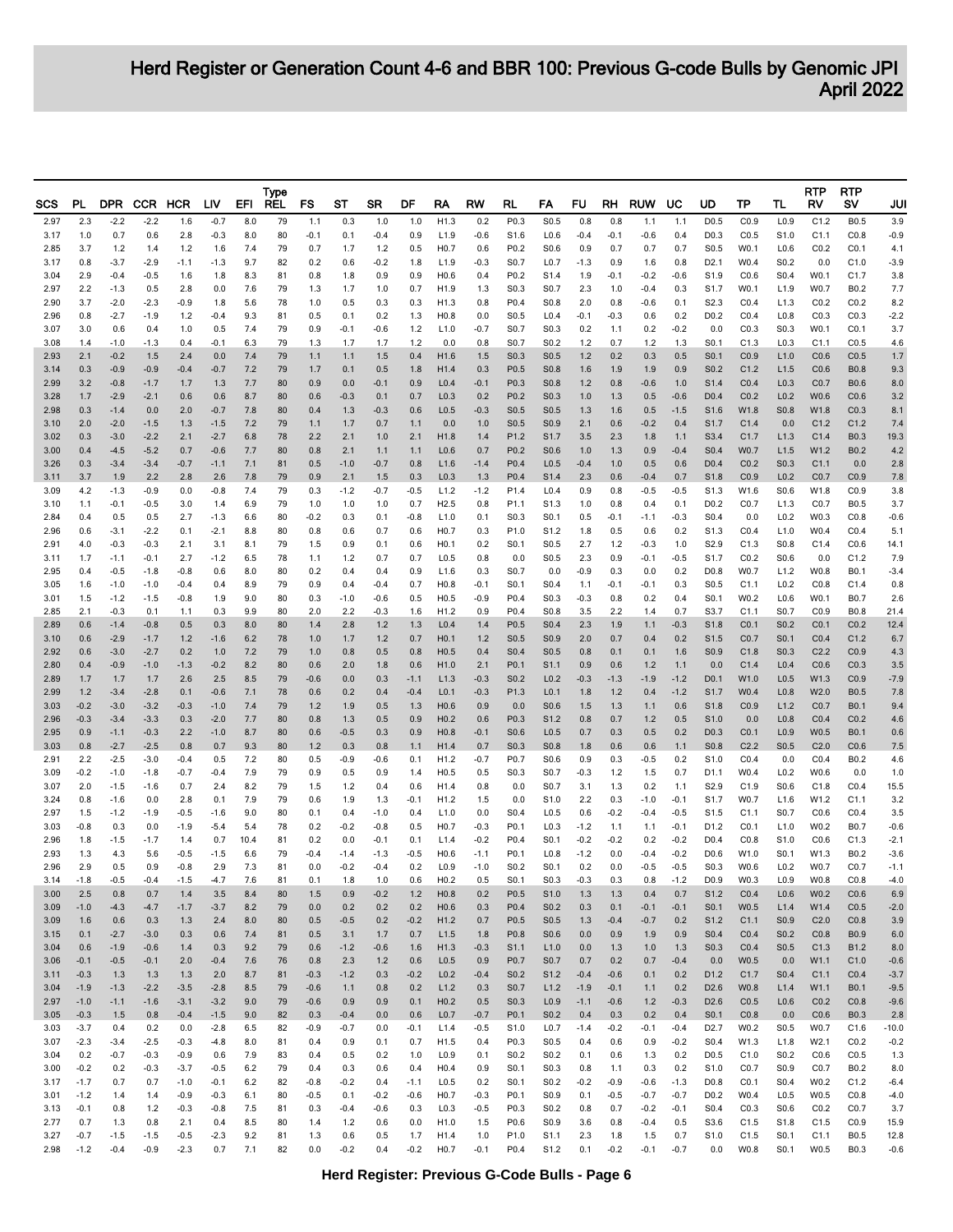# Herd Register or Generation Count 4-6 and BBR 100: Previous G-code Bulls by Genomic JPI
April 2022

| SCS | PL | DPR | CCR | HCR | LIV | EFI | Type REL | FS | ST | SR | DF | RA | RW | RL | FA | FU | RH | RUW | UC | UD | TP | TL | RTP RV | RTP SV | JUI |
|---|---|---|---|---|---|---|---|---|---|---|---|---|---|---|---|---|---|---|---|---|---|---|---|---|---|
| 2.97 | 2.3 | -2.2 | -2.2 | 1.6 | -0.7 | 8.0 | 79 | 1.1 | 0.3 | 1.0 | 1.0 | H1.3 | 0.2 | P0.3 | S0.5 | 0.8 | 0.8 | 1.1 | 1.1 | D0.5 | C0.9 | L0.9 | C1.2 | B0.5 | 3.9 |
| 3.17 | 1.0 | 0.7 | 0.6 | 2.8 | -0.3 | 8.0 | 80 | -0.1 | 0.1 | -0.4 | 0.9 | L1.9 | -0.6 | S1.6 | L0.6 | -0.4 | -0.1 | -0.6 | 0.4 | D0.3 | C0.5 | S1.0 | C1.1 | C0.8 | -0.9 |
| 2.85 | 3.7 | 1.2 | 1.4 | 1.2 | 1.6 | 7.4 | 79 | 0.7 | 1.7 | 1.2 | 0.5 | H0.7 | 0.6 | P0.2 | S0.6 | 0.9 | 0.7 | 0.7 | 0.7 | S0.5 | W0.1 | L0.6 | C0.2 | C0.1 | 4.1 |
| 3.17 | 0.8 | -3.7 | -2.9 | -1.1 | -1.3 | 9.7 | 82 | 0.2 | 0.6 | -0.2 | 1.8 | L1.9 | -0.3 | S0.7 | L0.7 | -1.3 | 0.9 | 1.6 | 0.8 | D2.1 | W0.4 | S0.2 | 0.0 | C1.0 | -3.9 |
| 3.04 | 2.9 | -0.4 | -0.5 | 1.6 | 1.8 | 8.3 | 81 | 0.8 | 1.8 | 0.9 | 0.9 | H0.6 | 0.4 | P0.2 | S1.4 | 1.9 | -0.1 | -0.2 | -0.6 | S1.9 | C0.6 | S0.4 | W0.1 | C1.7 | 3.8 |
| 2.97 | 2.2 | -1.3 | 0.5 | 2.8 | 0.0 | 7.6 | 79 | 1.3 | 1.7 | 1.0 | 0.7 | H1.9 | 1.3 | S0.3 | S0.7 | 2.3 | 1.0 | -0.4 | 0.3 | S1.7 | W0.1 | L1.9 | W0.7 | B0.2 | 7.7 |
| 2.90 | 3.7 | -2.0 | -2.3 | -0.9 | 1.8 | 5.6 | 78 | 1.0 | 0.5 | 0.3 | 0.3 | H1.3 | 0.8 | P0.4 | S0.8 | 2.0 | 0.8 | -0.6 | 0.1 | S2.3 | C0.4 | L1.3 | C0.2 | C0.2 | 8.2 |
| 2.96 | 0.8 | -2.7 | -1.9 | 1.2 | -0.4 | 9.3 | 81 | 0.5 | 0.1 | 0.2 | 1.3 | H0.8 | 0.0 | S0.5 | L0.4 | -0.1 | -0.3 | 0.6 | 0.2 | D0.2 | C0.4 | L0.8 | C0.3 | C0.3 | -2.2 |
| 3.07 | 3.0 | 0.6 | 0.4 | 1.0 | 0.5 | 7.4 | 79 | 0.9 | -0.1 | -0.6 | 1.2 | L1.0 | -0.7 | S0.7 | S0.3 | 0.2 | 1.1 | 0.2 | -0.2 | 0.0 | C0.3 | S0.3 | W0.1 | C0.1 | 3.7 |
| 3.08 | 1.4 | -1.0 | -1.3 | 0.4 | -0.1 | 6.3 | 79 | 1.3 | 1.7 | 1.7 | 1.2 | 0.0 | 0.8 | S0.7 | S0.2 | 1.2 | 0.7 | 1.2 | 1.3 | S0.1 | C1.3 | L0.3 | C1.1 | C0.5 | 4.6 |
| 2.93 | 2.1 | -0.2 | 1.5 | 2.4 | 0.0 | 7.4 | 79 | 1.1 | 1.1 | 1.5 | 0.4 | H1.6 | 1.5 | S0.3 | S0.5 | 1.2 | 0.2 | 0.3 | 0.5 | S0.1 | C0.9 | L1.0 | C0.6 | C0.5 | 1.7 |
| 3.14 | 0.3 | -0.9 | -0.9 | -0.4 | -0.7 | 7.2 | 79 | 1.7 | 0.1 | 0.5 | 1.8 | H1.4 | 0.3 | P0.5 | S0.8 | 1.6 | 1.9 | 1.9 | 0.9 | S0.2 | C1.2 | L1.5 | C0.6 | B0.8 | 9.3 |
| 2.99 | 3.2 | -0.8 | -1.7 | 1.7 | 1.3 | 7.7 | 80 | 0.9 | 0.0 | -0.1 | 0.9 | L0.4 | -0.1 | P0.3 | S0.8 | 1.2 | 0.8 | -0.6 | 1.0 | S1.4 | C0.4 | L0.3 | C0.7 | B0.6 | 8.0 |
| 3.28 | 1.7 | -2.9 | -2.1 | 0.6 | 0.6 | 8.7 | 80 | 0.6 | -0.3 | 0.1 | 0.7 | L0.3 | 0.2 | P0.2 | S0.3 | 1.0 | 1.3 | 0.5 | -0.6 | D0.4 | C0.2 | L0.2 | W0.6 | C0.6 | 3.2 |
| 2.98 | 0.3 | -1.4 | 0.0 | 2.0 | -0.7 | 7.8 | 80 | 0.4 | 1.3 | -0.3 | 0.6 | L0.5 | -0.3 | S0.5 | S0.5 | 1.3 | 1.6 | 0.5 | -1.5 | S1.6 | W1.8 | S0.8 | W1.8 | C0.3 | 8.1 |
| 3.10 | 2.0 | -2.0 | -1.5 | 1.3 | -1.5 | 7.2 | 79 | 1.1 | 1.7 | 0.7 | 1.1 | 0.0 | 1.0 | S0.5 | S0.9 | 2.1 | 0.6 | -0.2 | 0.4 | S1.7 | C1.4 | 0.0 | C1.2 | C1.2 | 7.4 |
| 3.02 | 0.3 | -3.0 | -2.2 | 2.1 | -2.7 | 6.8 | 78 | 2.2 | 2.1 | 1.0 | 2.1 | H1.8 | 1.4 | P1.2 | S1.7 | 3.5 | 2.3 | 1.8 | 1.1 | S3.4 | C1.7 | L1.3 | C1.4 | B0.3 | 19.3 |
| 3.00 | 0.4 | -4.5 | -5.2 | 0.7 | -0.6 | 7.7 | 80 | 0.8 | 2.1 | 1.1 | 1.1 | L0.6 | 0.7 | P0.2 | S0.6 | 1.0 | 1.3 | 0.9 | -0.4 | S0.4 | W0.7 | L1.5 | W1.2 | B0.2 | 4.2 |
| 3.26 | 0.3 | -3.4 | -3.4 | -0.7 | -1.1 | 7.1 | 81 | 0.5 | -1.0 | -0.7 | 0.8 | L1.6 | -1.4 | P0.4 | L0.5 | -0.4 | 1.0 | 0.5 | 0.6 | D0.4 | C0.2 | S0.3 | C1.1 | 0.0 | 2.8 |
| 3.11 | 3.7 | 1.9 | 2.2 | 2.8 | 2.6 | 7.8 | 79 | 0.9 | 2.1 | 1.5 | 0.3 | L0.3 | 1.3 | P0.4 | S1.4 | 2.3 | 0.6 | -0.4 | 0.7 | S1.8 | C0.9 | L0.2 | C0.7 | C0.9 | 7.8 |
| 3.09 | 4.2 | -1.3 | -0.9 | 0.0 | -0.8 | 7.4 | 79 | 0.3 | -1.2 | -0.7 | -0.5 | L1.2 | -1.2 | P1.4 | L0.4 | 0.9 | 0.8 | -0.5 | -0.5 | S1.3 | W1.6 | S0.6 | W1.8 | C0.9 | 3.8 |
| 3.10 | 1.1 | -0.1 | -0.5 | 3.0 | 1.4 | 6.9 | 79 | 1.0 | 1.0 | 1.0 | 0.7 | H2.5 | 0.8 | P1.1 | S1.3 | 1.0 | 0.8 | 0.4 | 0.1 | D0.2 | C0.7 | L1.3 | C0.7 | B0.5 | 3.7 |
| 2.84 | 0.4 | 0.5 | 0.5 | 2.7 | -1.3 | 6.6 | 80 | -0.2 | 0.3 | 0.1 | -0.8 | L1.0 | 0.1 | S0.3 | S0.1 | 0.5 | -0.1 | -1.1 | -0.3 | S0.4 | 0.0 | L0.2 | W0.3 | C0.8 | -0.6 |
| 2.96 | 0.6 | -3.1 | -2.2 | 0.1 | -2.1 | 8.8 | 80 | 0.8 | 0.6 | 0.7 | 0.6 | H0.7 | 0.3 | P1.0 | S1.2 | 1.8 | 0.5 | 0.6 | 0.2 | S1.3 | C0.4 | L1.0 | W0.4 | C0.4 | 5.1 |
| 2.91 | 4.0 | -0.3 | -0.3 | 2.1 | 3.1 | 8.1 | 79 | 1.5 | 0.9 | 0.1 | 0.6 | H0.1 | 0.2 | S0.1 | S0.5 | 2.7 | 1.2 | -0.3 | 1.0 | S2.9 | C1.3 | S0.8 | C1.4 | C0.6 | 14.1 |
| 3.11 | 1.7 | -1.1 | -0.1 | 2.7 | -1.2 | 6.5 | 78 | 1.1 | 1.2 | 0.7 | 0.7 | L0.5 | 0.8 | 0.0 | S0.5 | 2.3 | 0.9 | -0.1 | -0.5 | S1.7 | C0.2 | S0.6 | 0.0 | C1.2 | 7.9 |
| 2.95 | 0.4 | -0.5 | -1.8 | -0.8 | 0.6 | 8.0 | 80 | 0.2 | 0.4 | 0.4 | 0.9 | L1.6 | 0.3 | S0.7 | 0.0 | -0.9 | 0.3 | 0.0 | 0.2 | D0.8 | W0.7 | L1.2 | W0.8 | B0.1 | -3.4 |
| 3.05 | 1.6 | -1.0 | -1.0 | -0.4 | 0.4 | 8.9 | 79 | 0.9 | 0.4 | -0.4 | 0.7 | H0.8 | -0.1 | S0.1 | S0.4 | 1.1 | -0.1 | -0.1 | 0.3 | S0.5 | C1.1 | L0.2 | C0.8 | C1.4 | 0.8 |
| 3.01 | 1.5 | -1.2 | -1.5 | -0.8 | 1.9 | 9.0 | 80 | 0.3 | -1.0 | -0.6 | 0.5 | H0.5 | -0.9 | P0.4 | S0.3 | -0.3 | 0.8 | 0.2 | 0.4 | S0.1 | W0.2 | L0.6 | W0.1 | B0.7 | 2.6 |
| 2.85 | 2.1 | -0.3 | 0.1 | 1.1 | 0.3 | 9.9 | 80 | 2.0 | 2.2 | -0.3 | 1.6 | H1.2 | 0.9 | P0.4 | S0.8 | 3.5 | 2.2 | 1.4 | 0.7 | S3.7 | C1.1 | S0.7 | C0.9 | B0.8 | 21.4 |
| 2.89 | 0.6 | -1.4 | -0.8 | 0.5 | 0.3 | 8.0 | 80 | 1.4 | 2.8 | 1.2 | 1.3 | L0.4 | 1.4 | P0.5 | S0.4 | 2.3 | 1.9 | 1.1 | -0.3 | S1.8 | C0.1 | S0.2 | C0.1 | C0.2 | 12.4 |
| 3.10 | 0.6 | -2.9 | -1.7 | 1.2 | -1.6 | 6.2 | 78 | 1.0 | 1.7 | 1.2 | 0.7 | H0.1 | 1.2 | S0.5 | S0.9 | 2.0 | 0.7 | 0.4 | 0.2 | S1.5 | C0.7 | S0.1 | C0.4 | C1.2 | 6.7 |
| 2.92 | 0.6 | -3.0 | -2.7 | 0.2 | 1.0 | 7.2 | 79 | 1.0 | 0.8 | 0.5 | 0.8 | H0.5 | 0.4 | S0.4 | S0.5 | 0.8 | 0.1 | 0.1 | 1.6 | S0.9 | C1.8 | S0.3 | C2.2 | C0.9 | 4.3 |
| 2.80 | 0.4 | -0.9 | -1.0 | -1.3 | -0.2 | 8.2 | 80 | 0.6 | 2.0 | 1.8 | 0.6 | H1.0 | 2.1 | P0.1 | S1.1 | 0.9 | 0.6 | 1.2 | 1.1 | 0.0 | C1.4 | L0.4 | C0.6 | C0.3 | 3.5 |
| 2.89 | 1.7 | 1.7 | 1.7 | 2.6 | 2.5 | 8.5 | 79 | -0.6 | 0.0 | 0.3 | -1.1 | L1.3 | -0.3 | S0.2 | L0.2 | -0.3 | -1.3 | -1.9 | -1.2 | D0.1 | W1.0 | L0.5 | W1.3 | C0.9 | -7.9 |
| 2.99 | 1.2 | -3.4 | -2.8 | 0.1 | -0.6 | 7.1 | 78 | 0.6 | 0.2 | 0.4 | -0.4 | L0.1 | -0.3 | P1.3 | L0.1 | 1.8 | 1.2 | 0.4 | -1.2 | S1.7 | W0.4 | L0.8 | W2.0 | B0.5 | 7.8 |
| 3.03 | -0.2 | -3.0 | -3.2 | -0.3 | -1.0 | 7.4 | 79 | 1.2 | 1.9 | 0.5 | 1.3 | H0.6 | 0.9 | 0.0 | S0.6 | 1.5 | 1.3 | 1.1 | 0.6 | S1.8 | C0.9 | L1.2 | C0.7 | B0.1 | 9.4 |
| 2.96 | -0.3 | -3.4 | -3.3 | 0.3 | -2.0 | 7.7 | 80 | 0.8 | 1.3 | 0.5 | 0.9 | H0.2 | 0.6 | P0.3 | S1.2 | 0.8 | 0.7 | 1.2 | 0.5 | S1.0 | 0.0 | L0.8 | C0.4 | C0.2 | 4.6 |
| 2.95 | 0.9 | -1.1 | -0.3 | 2.2 | -1.0 | 8.7 | 80 | 0.6 | -0.5 | 0.3 | 0.9 | H0.8 | -0.1 | S0.6 | L0.5 | 0.7 | 0.3 | 0.5 | 0.2 | D0.3 | C0.1 | L0.9 | W0.5 | B0.1 | 0.6 |
| 3.03 | 0.8 | -2.7 | -2.5 | 0.8 | 0.7 | 9.3 | 80 | 1.2 | 0.3 | 0.8 | 1.1 | H1.4 | 0.7 | S0.3 | S0.8 | 1.8 | 0.6 | 0.6 | 1.1 | S0.8 | C2.2 | S0.5 | C2.0 | C0.6 | 7.5 |
| 2.91 | 2.2 | -2.5 | -3.0 | -0.4 | 0.5 | 7.2 | 80 | 0.5 | -0.9 | -0.6 | 0.1 | H1.2 | -0.7 | P0.7 | S0.6 | 0.9 | 0.3 | -0.5 | 0.2 | S1.0 | C0.4 | 0.0 | C0.4 | B0.2 | 4.6 |
| 3.09 | -0.2 | -1.0 | -1.8 | -0.7 | -0.4 | 7.9 | 79 | 0.9 | 0.5 | 0.9 | 1.4 | H0.5 | 0.5 | S0.3 | S0.7 | -0.3 | 1.2 | 1.5 | 0.7 | D1.1 | W0.4 | L0.2 | W0.6 | 0.0 | 1.0 |
| 3.07 | 2.0 | -1.5 | -1.6 | 0.7 | 2.4 | 8.2 | 79 | 1.5 | 1.2 | 0.4 | 0.6 | H1.4 | 0.8 | 0.0 | S0.7 | 3.1 | 1.3 | 0.2 | 1.1 | S2.9 | C1.9 | S0.6 | C1.8 | C0.4 | 15.5 |
| 3.24 | 0.8 | -1.6 | 0.0 | 2.8 | 0.1 | 7.9 | 79 | 0.6 | 1.9 | 1.3 | -0.1 | H1.2 | 1.5 | 0.0 | S1.0 | 2.2 | 0.3 | -1.0 | -0.1 | S1.7 | W0.7 | L1.6 | W1.2 | C1.1 | 3.2 |
| 2.97 | 1.5 | -1.2 | -1.9 | -0.5 | -1.6 | 9.0 | 80 | 0.1 | 0.4 | -1.0 | 0.4 | L1.0 | 0.0 | S0.4 | L0.5 | 0.6 | -0.2 | -0.4 | -0.5 | S1.5 | C1.1 | S0.7 | C0.6 | C0.4 | 3.5 |
| 3.03 | -0.8 | 0.3 | 0.0 | -1.9 | -5.4 | 5.4 | 78 | 0.2 | -0.2 | -0.8 | 0.5 | H0.7 | -0.3 | P0.1 | L0.3 | -1.2 | 1.1 | 1.1 | -0.1 | D1.2 | C0.1 | L1.0 | W0.2 | B0.7 | -0.6 |
| 2.96 | 1.8 | -1.5 | -1.7 | 1.4 | 0.7 | 10.4 | 81 | 0.2 | 0.0 | -0.1 | 0.1 | L1.4 | -0.2 | P0.4 | S0.1 | -0.2 | -0.2 | 0.2 | -0.2 | D0.4 | C0.8 | S1.0 | C0.6 | C1.3 | -2.1 |
| 2.93 | 1.3 | 4.3 | 5.6 | -0.5 | -1.5 | 6.6 | 79 | -0.4 | -1.4 | -1.3 | -0.5 | H0.6 | -1.1 | P0.1 | L0.8 | -1.2 | 0.0 | -0.4 | -0.2 | D0.6 | W1.0 | S0.1 | W1.3 | B0.2 | -3.6 |
| 2.96 | 2.9 | 0.5 | 0.9 | -0.8 | 2.9 | 7.3 | 81 | 0.0 | -0.2 | -0.4 | 0.2 | L0.9 | -1.0 | S0.2 | S0.1 | 0.2 | 0.0 | -0.5 | -0.5 | S0.3 | W0.6 | L0.2 | W0.7 | C0.7 | -1.1 |
| 3.14 | -1.8 | -0.5 | -0.4 | -1.5 | -4.7 | 7.6 | 81 | 0.1 | 1.8 | 1.0 | 0.6 | H0.2 | 0.5 | S0.1 | S0.3 | -0.3 | 0.3 | 0.8 | -1.2 | D0.9 | W0.3 | L0.9 | W0.8 | C0.8 | -4.0 |
| 3.00 | 2.5 | 0.8 | 0.7 | 1.4 | 3.5 | 8.4 | 80 | 1.5 | 0.9 | -0.2 | 1.2 | H0.8 | 0.2 | P0.5 | S1.0 | 1.3 | 1.3 | 0.4 | 0.7 | S1.2 | C0.4 | L0.6 | W0.2 | C0.6 | 6.9 |
| 3.09 | -1.0 | -4.3 | -4.7 | -1.7 | -3.7 | 8.2 | 79 | 0.0 | 0.2 | 0.2 | 0.2 | H0.6 | 0.3 | P0.4 | S0.2 | 0.3 | 0.1 | -0.1 | -0.1 | S0.1 | W0.5 | L1.4 | W1.4 | C0.5 | -2.0 |
| 3.09 | 1.6 | 0.6 | 0.3 | 1.3 | 2.4 | 8.0 | 80 | 0.5 | -0.5 | 0.2 | -0.2 | H1.2 | 0.7 | P0.5 | S0.5 | 1.3 | -0.4 | -0.7 | 0.2 | S1.2 | C1.1 | S0.9 | C2.0 | C0.8 | 3.9 |
| 3.15 | 0.1 | -2.7 | -3.0 | 0.3 | 0.6 | 7.4 | 81 | 0.5 | 3.1 | 1.7 | 0.7 | L1.5 | 1.8 | P0.8 | S0.6 | 0.0 | 0.9 | 1.9 | 0.9 | S0.4 | C0.4 | S0.2 | C0.8 | B0.9 | 6.0 |
| 3.04 | 0.6 | -1.9 | -0.6 | 1.4 | 0.3 | 9.2 | 79 | 0.6 | -1.2 | -0.6 | 1.6 | H1.3 | -0.3 | S1.1 | L1.0 | 0.0 | 1.3 | 1.0 | 1.3 | S0.3 | C0.4 | S0.5 | C1.3 | B1.2 | 8.0 |
| 3.06 | -0.1 | -0.5 | -0.1 | 2.0 | -0.4 | 7.6 | 76 | 0.8 | 2.3 | 1.2 | 0.6 | L0.5 | 0.9 | P0.7 | S0.7 | 0.7 | 0.2 | 0.7 | -0.4 | 0.0 | W0.5 | 0.0 | W1.1 | C1.0 | -0.6 |
| 3.11 | -0.3 | 1.3 | 1.3 | 1.3 | 2.0 | 8.7 | 81 | -0.3 | -1.2 | 0.3 | -0.2 | L0.2 | -0.4 | S0.2 | S1.2 | -0.4 | -0.6 | 0.1 | 0.2 | D1.2 | C1.7 | S0.4 | C1.1 | C0.4 | -3.7 |
| 3.04 | -1.9 | -1.3 | -2.2 | -3.5 | -2.8 | 8.5 | 79 | -0.6 | 1.1 | 0.8 | 0.2 | L1.2 | 0.3 | S0.7 | L1.2 | -1.9 | -0.1 | 1.1 | 0.2 | D2.6 | W0.8 | L1.4 | W1.1 | B0.1 | -9.5 |
| 2.97 | -1.0 | -1.1 | -1.6 | -3.1 | -3.2 | 9.0 | 79 | -0.6 | 0.9 | 0.9 | 0.1 | H0.2 | 0.5 | S0.3 | L0.9 | -1.1 | -0.6 | 1.2 | -0.3 | D2.6 | C0.5 | L0.6 | C0.2 | C0.8 | -9.6 |
| 3.05 | -0.3 | 1.5 | 0.8 | -0.4 | -1.5 | 9.0 | 82 | 0.3 | -0.4 | 0.0 | 0.6 | L0.7 | -0.7 | P0.1 | S0.2 | 0.4 | 0.3 | 0.2 | 0.4 | S0.1 | C0.8 | 0.0 | C0.6 | B0.3 | 2.8 |
| 3.03 | -3.7 | 0.4 | 0.2 | 0.0 | -2.8 | 6.5 | 82 | -0.9 | -0.7 | 0.0 | -0.1 | L1.4 | -0.5 | S1.0 | L0.7 | -1.4 | -0.2 | -0.1 | -0.4 | D2.7 | W0.2 | S0.5 | W0.7 | C1.6 | -10.0 |
| 3.07 | -2.3 | -3.4 | -2.5 | -0.3 | -4.8 | 8.0 | 81 | 0.4 | 0.9 | 0.1 | 0.7 | H1.5 | 0.4 | P0.3 | S0.5 | 0.4 | 0.6 | 0.9 | -0.2 | S0.4 | W1.3 | L1.8 | W2.1 | C0.2 | -0.2 |
| 3.04 | 0.2 | -0.7 | -0.3 | -0.9 | 0.6 | 7.9 | 83 | 0.4 | 0.5 | 0.2 | 1.0 | L0.9 | 0.1 | S0.2 | S0.2 | 0.1 | 0.6 | 1.3 | 0.2 | D0.5 | C1.0 | S0.2 | C0.6 | C0.5 | 1.3 |
| 3.00 | -0.2 | 0.2 | -0.3 | -3.7 | -0.5 | 6.2 | 79 | 0.4 | 0.3 | 0.6 | 0.4 | H0.4 | 0.9 | S0.1 | S0.3 | 0.8 | 1.1 | 0.3 | 0.2 | S1.0 | C0.7 | S0.9 | C0.7 | B0.2 | 8.0 |
| 3.17 | -1.7 | 0.7 | 0.7 | -1.0 | -0.1 | 6.2 | 82 | -0.8 | -0.2 | 0.4 | -1.1 | L0.5 | 0.2 | S0.1 | S0.2 | -0.2 | -0.9 | -0.6 | -1.3 | D0.8 | C0.1 | S0.4 | W0.2 | C1.2 | -6.4 |
| 3.01 | -1.2 | 1.4 | 1.4 | -0.9 | -0.3 | 6.1 | 80 | -0.5 | 0.1 | -0.2 | -0.6 | H0.7 | -0.3 | P0.1 | S0.9 | 0.1 | -0.5 | -0.7 | -0.7 | D0.2 | W0.4 | L0.5 | W0.5 | C0.8 | -4.0 |
| 3.13 | -0.1 | 0.8 | 1.2 | -0.3 | -0.8 | 7.5 | 81 | 0.3 | -0.4 | -0.6 | 0.3 | L0.3 | -0.5 | P0.3 | S0.2 | 0.8 | 0.7 | -0.2 | -0.1 | S0.4 | C0.3 | S0.6 | C0.2 | C0.7 | 3.7 |
| 2.77 | 0.7 | 1.3 | 0.8 | 2.1 | 0.4 | 8.5 | 80 | 1.4 | 1.2 | 0.6 | 0.0 | H1.0 | 1.5 | P0.6 | S0.9 | 3.6 | 0.8 | -0.4 | 0.5 | S3.6 | C1.5 | S1.8 | C1.5 | C0.9 | 15.9 |
| 3.27 | -0.7 | -1.5 | -1.5 | -0.5 | -2.3 | 9.2 | 81 | 1.3 | 0.6 | 0.5 | 1.7 | H1.4 | 1.0 | P1.0 | S1.1 | 2.3 | 1.8 | 1.5 | 0.7 | S1.0 | C1.5 | S0.1 | C1.1 | B0.5 | 12.8 |
| 2.98 | -1.2 | -0.4 | -0.9 | -2.3 | 0.7 | 7.1 | 82 | 0.0 | -0.2 | 0.4 | -0.2 | H0.7 | -0.1 | P0.4 | S1.2 | 0.1 | -0.2 | -0.1 | -0.7 | 0.0 | W0.8 | S0.1 | W0.5 | B0.3 | -0.6 |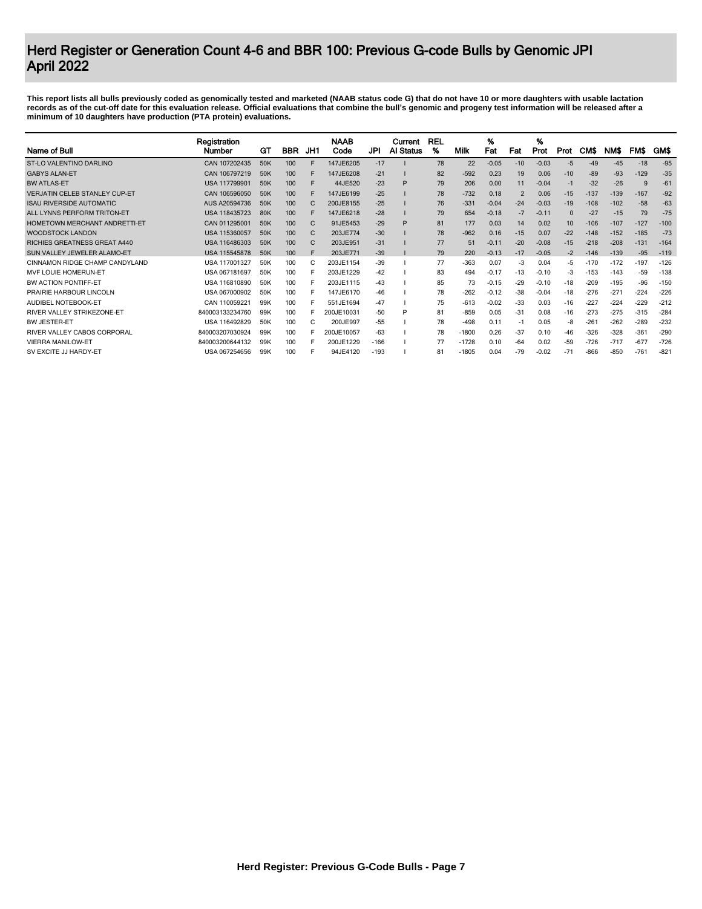# Herd Register or Generation Count 4-6 and BBR 100: Previous G-code Bulls by Genomic JPI
# April 2022

**This report lists all bulls previously coded as genomically tested and marketed (NAAB status code G) that do not have 10 or more daughters with usable lactation records as of the cut-off date for this evaluation release. Official evaluations that combine the bull's genomic and progeny test information will be released after a minimum of 10 daughters have production (PTA protein) evaluations.**

| Name of Bull | Registration Number | GT | BBR | JH1 | NAAB Code | JPI | Current AI Status | REL % | Milk | % Fat | Fat | % Prot | Prot | CM$ | NM$ | FM$ | GM$ |
|---|---|---|---|---|---|---|---|---|---|---|---|---|---|---|---|---|---|
| ST-LO VALENTINO DARLINO | CAN 107202435 | 50K | 100 | F | 147JE6205 | -17 | I | 78 | 22 | -0.05 | -10 | -0.03 | -5 | -49 | -45 | -18 | -95 |
| GABYS ALAN-ET | CAN 106797219 | 50K | 100 | F | 147JE6208 | -21 | I | 82 | -592 | 0.23 | 19 | 0.06 | -10 | -89 | -93 | -129 | -35 |
| BW ATLAS-ET | USA 117799901 | 50K | 100 | F | 44JE520 | -23 | P | 79 | 206 | 0.00 | 11 | -0.04 | -1 | -32 | -26 | 9 | -61 |
| VERJATIN CELEB STANLEY CUP-ET | CAN 106596050 | 50K | 100 | F | 147JE6199 | -25 | I | 78 | -732 | 0.18 | 2 | 0.06 | -15 | -137 | -139 | -167 | -92 |
| ISAU RIVERSIDE AUTOMATIC | AUS A20594736 | 50K | 100 | C | 200JE8155 | -25 | I | 76 | -331 | -0.04 | -24 | -0.03 | -19 | -108 | -102 | -58 | -63 |
| ALL LYNNS PERFORM TRITON-ET | USA 118435723 | 80K | 100 | F | 147JE6218 | -28 | I | 79 | 654 | -0.18 | -7 | -0.11 | 0 | -27 | -15 | 79 | -75 |
| HOMETOWN MERCHANT ANDRETTI-ET | CAN 011295001 | 50K | 100 | C | 91JE5453 | -29 | P | 81 | 177 | 0.03 | 14 | 0.02 | 10 | -106 | -107 | -127 | -100 |
| WOODSTOCK LANDON | USA 115360057 | 50K | 100 | C | 203JE774 | -30 | I | 78 | -962 | 0.16 | -15 | 0.07 | -22 | -148 | -152 | -185 | -73 |
| RICHIES GREATNESS GREAT A440 | USA 116486303 | 50K | 100 | C | 203JE951 | -31 | I | 77 | 51 | -0.11 | -20 | -0.08 | -15 | -218 | -208 | -131 | -164 |
| SUN VALLEY JEWELER ALAMO-ET | USA 115545878 | 50K | 100 | F | 203JE771 | -39 | I | 79 | 220 | -0.13 | -17 | -0.05 | -2 | -146 | -139 | -95 | -119 |
| CINNAMON RIDGE CHAMP CANDYLAND | USA 117001327 | 50K | 100 | C | 203JE1154 | -39 | I | 77 | -363 | 0.07 | -3 | 0.04 | -5 | -170 | -172 | -197 | -126 |
| MVF LOUIE HOMERUN-ET | USA 067181697 | 50K | 100 | F | 203JE1229 | -42 | I | 83 | 494 | -0.17 | -13 | -0.10 | -3 | -153 | -143 | -59 | -138 |
| BW ACTION PONTIFF-ET | USA 116810890 | 50K | 100 | F | 203JE1115 | -43 | I | 85 | 73 | -0.15 | -29 | -0.10 | -18 | -209 | -195 | -96 | -150 |
| PRAIRIE HARBOUR LINCOLN | USA 067000902 | 50K | 100 | F | 147JE6170 | -46 | I | 78 | -262 | -0.12 | -38 | -0.04 | -18 | -276 | -271 | -224 | -226 |
| AUDIBEL NOTEBOOK-ET | CAN 110059221 | 99K | 100 | F | 551JE1694 | -47 | I | 75 | -613 | -0.02 | -33 | 0.03 | -16 | -227 | -224 | -229 | -212 |
| RIVER VALLEY STRIKEZONE-ET | 840003133234760 | 99K | 100 | F | 200JE10031 | -50 | P | 81 | -859 | 0.05 | -31 | 0.08 | -16 | -273 | -275 | -315 | -284 |
| BW JESTER-ET | USA 116492829 | 50K | 100 | C | 200JE997 | -55 | I | 78 | -498 | 0.11 | -1 | 0.05 | -8 | -261 | -262 | -289 | -232 |
| RIVER VALLEY CABOS CORPORAL | 840003207030924 | 99K | 100 | F | 200JE10057 | -63 | I | 78 | -1800 | 0.26 | -37 | 0.10 | -46 | -326 | -328 | -361 | -290 |
| VIERRA MANILOW-ET | 840003200644132 | 99K | 100 | F | 200JE1229 | -166 | I | 77 | -1728 | 0.10 | -64 | 0.02 | -59 | -726 | -717 | -677 | -726 |
| SV EXCITE JJ HARDY-ET | USA 067254656 | 99K | 100 | F | 94JE4120 | -193 | I | 81 | -1805 | 0.04 | -79 | -0.02 | -71 | -866 | -850 | -761 | -821 |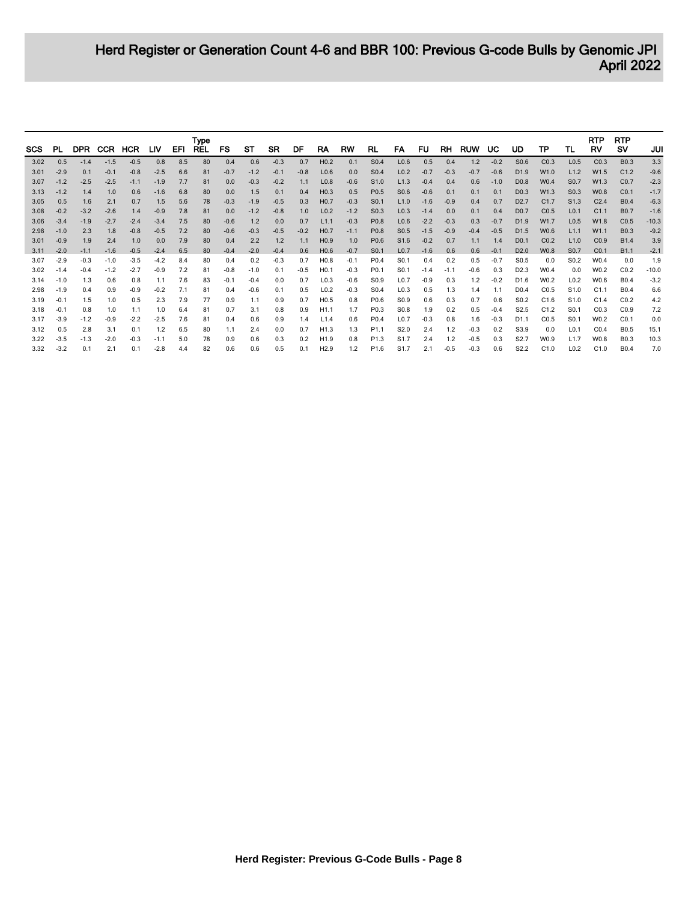# Herd Register or Generation Count 4-6 and BBR 100: Previous G-code Bulls by Genomic JPI
## April 2022

| SCS | PL | DPR | CCR | HCR | LIV | EFI | Type REL | FS | ST | SR | DF | RA | RW | RL | FA | FU | RH | RUW | UC | UD | TP | TL | RTP RV | RTP SV | JUI |
|---|---|---|---|---|---|---|---|---|---|---|---|---|---|---|---|---|---|---|---|---|---|---|---|---|---|
| 3.02 | 0.5 | -1.4 | -1.5 | -0.5 | 0.8 | 8.5 | 80 | 0.4 | 0.6 | -0.3 | 0.7 | H0.2 | 0.1 | S0.4 | L0.6 | 0.5 | 0.4 | 1.2 | -0.2 | S0.6 | C0.3 | L0.5 | C0.3 | B0.3 | 3.3 |
| 3.01 | -2.9 | 0.1 | -0.1 | -0.8 | -2.5 | 6.6 | 81 | -0.7 | -1.2 | -0.1 | -0.8 | L0.6 | 0.0 | S0.4 | L0.2 | -0.7 | -0.3 | -0.7 | -0.6 | D1.9 | W1.0 | L1.2 | W1.5 | C1.2 | -9.6 |
| 3.07 | -1.2 | -2.5 | -2.5 | -1.1 | -1.9 | 7.7 | 81 | 0.0 | -0.3 | -0.2 | 1.1 | L0.8 | -0.6 | S1.0 | L1.3 | -0.4 | 0.4 | 0.6 | -1.0 | D0.8 | W0.4 | S0.7 | W1.3 | C0.7 | -2.3 |
| 3.13 | -1.2 | 1.4 | 1.0 | 0.6 | -1.6 | 6.8 | 80 | 0.0 | 1.5 | 0.1 | 0.4 | H0.3 | 0.5 | P0.5 | S0.6 | -0.6 | 0.1 | 0.1 | 0.1 | D0.3 | W1.3 | S0.3 | W0.8 | C0.1 | -1.7 |
| 3.05 | 0.5 | 1.6 | 2.1 | 0.7 | 1.5 | 5.6 | 78 | -0.3 | -1.9 | -0.5 | 0.3 | H0.7 | -0.3 | S0.1 | L1.0 | -1.6 | -0.9 | 0.4 | 0.7 | D2.7 | C1.7 | S1.3 | C2.4 | B0.4 | -6.3 |
| 3.08 | -0.2 | -3.2 | -2.6 | 1.4 | -0.9 | 7.8 | 81 | 0.0 | -1.2 | -0.8 | 1.0 | L0.2 | -1.2 | S0.3 | L0.3 | -1.4 | 0.0 | 0.1 | 0.4 | D0.7 | C0.5 | L0.1 | C1.1 | B0.7 | -1.6 |
| 3.06 | -3.4 | -1.9 | -2.7 | -2.4 | -3.4 | 7.5 | 80 | -0.6 | 1.2 | 0.0 | 0.7 | L1.1 | -0.3 | P0.8 | L0.6 | -2.2 | -0.3 | 0.3 | -0.7 | D1.9 | W1.7 | L0.5 | W1.8 | C0.5 | -10.3 |
| 2.98 | -1.0 | 2.3 | 1.8 | -0.8 | -0.5 | 7.2 | 80 | -0.6 | -0.3 | -0.5 | -0.2 | H0.7 | -1.1 | P0.8 | S0.5 | -1.5 | -0.9 | -0.4 | -0.5 | D1.5 | W0.6 | L1.1 | W1.1 | B0.3 | -9.2 |
| 3.01 | -0.9 | 1.9 | 2.4 | 1.0 | 0.0 | 7.9 | 80 | 0.4 | 2.2 | 1.2 | 1.1 | H0.9 | 1.0 | P0.6 | S1.6 | -0.2 | 0.7 | 1.1 | 1.4 | D0.1 | C0.2 | L1.0 | C0.9 | B1.4 | 3.9 |
| 3.11 | -2.0 | -1.1 | -1.6 | -0.5 | -2.4 | 6.5 | 80 | -0.4 | -2.0 | -0.4 | 0.6 | H0.6 | -0.7 | S0.1 | L0.7 | -1.6 | 0.6 | 0.6 | -0.1 | D2.0 | W0.8 | S0.7 | C0.1 | B1.1 | -2.1 |
| 3.07 | -2.9 | -0.3 | -1.0 | -3.5 | -4.2 | 8.4 | 80 | 0.4 | 0.2 | -0.3 | 0.7 | H0.8 | -0.1 | P0.4 | S0.1 | 0.4 | 0.2 | 0.5 | -0.7 | S0.5 | 0.0 | S0.2 | W0.4 | 0.0 | 1.9 |
| 3.02 | -1.4 | -0.4 | -1.2 | -2.7 | -0.9 | 7.2 | 81 | -0.8 | -1.0 | 0.1 | -0.5 | H0.1 | -0.3 | P0.1 | S0.1 | -1.4 | -1.1 | -0.6 | 0.3 | D2.3 | W0.4 | 0.0 | W0.2 | C0.2 | -10.0 |
| 3.14 | -1.0 | 1.3 | 0.6 | 0.8 | 1.1 | 7.6 | 83 | -0.1 | -0.4 | 0.0 | 0.7 | L0.3 | -0.6 | S0.9 | L0.7 | -0.9 | 0.3 | 1.2 | -0.2 | D1.6 | W0.2 | L0.2 | W0.6 | B0.4 | -3.2 |
| 2.98 | -1.9 | 0.4 | 0.9 | -0.9 | -0.2 | 7.1 | 81 | 0.4 | -0.6 | 0.1 | 0.5 | L0.2 | -0.3 | S0.4 | L0.3 | 0.5 | 1.3 | 1.4 | 1.1 | D0.4 | C0.5 | S1.0 | C1.1 | B0.4 | 6.6 |
| 3.19 | -0.1 | 1.5 | 1.0 | 0.5 | 2.3 | 7.9 | 77 | 0.9 | 1.1 | 0.9 | 0.7 | H0.5 | 0.8 | P0.6 | S0.9 | 0.6 | 0.3 | 0.7 | 0.6 | S0.2 | C1.6 | S1.0 | C1.4 | C0.2 | 4.2 |
| 3.18 | -0.1 | 0.8 | 1.0 | 1.1 | 1.0 | 6.4 | 81 | 0.7 | 3.1 | 0.8 | 0.9 | H1.1 | 1.7 | P0.3 | S0.8 | 1.9 | 0.2 | 0.5 | -0.4 | S2.5 | C1.2 | S0.1 | C0.3 | C0.9 | 7.2 |
| 3.17 | -3.9 | -1.2 | -0.9 | -2.2 | -2.5 | 7.6 | 81 | 0.4 | 0.6 | 0.9 | 1.4 | L1.4 | 0.6 | P0.4 | L0.7 | -0.3 | 0.8 | 1.6 | -0.3 | D1.1 | C0.5 | S0.1 | W0.2 | C0.1 | 0.0 |
| 3.12 | 0.5 | 2.8 | 3.1 | 0.1 | 1.2 | 6.5 | 80 | 1.1 | 2.4 | 0.0 | 0.7 | H1.3 | 1.3 | P1.1 | S2.0 | 2.4 | 1.2 | -0.3 | 0.2 | S3.9 | 0.0 | L0.1 | C0.4 | B0.5 | 15.1 |
| 3.22 | -3.5 | -1.3 | -2.0 | -0.3 | -1.1 | 5.0 | 78 | 0.9 | 0.6 | 0.3 | 0.2 | H1.9 | 0.8 | P1.3 | S1.7 | 2.4 | 1.2 | -0.5 | 0.3 | S2.7 | W0.9 | L1.7 | W0.8 | B0.3 | 10.3 |
| 3.32 | -3.2 | 0.1 | 2.1 | 0.1 | -2.8 | 4.4 | 82 | 0.6 | 0.6 | 0.5 | 0.1 | H2.9 | 1.2 | P1.6 | S1.7 | 2.1 | -0.5 | -0.3 | 0.6 | S2.2 | C1.0 | L0.2 | C1.0 | B0.4 | 7.0 |